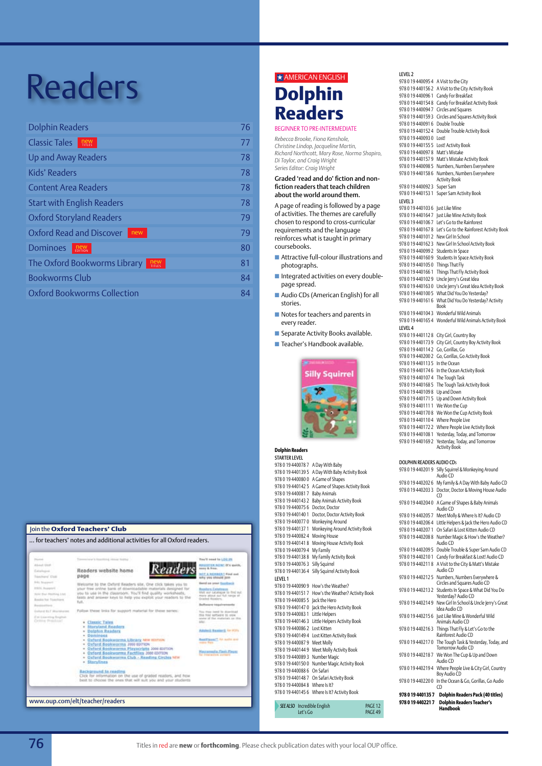# Readers

| | |
|---|---|
| Dolphin Readers | 76 |
| Classic Tales new TITLES | 77 |
| Up and Away Readers | 78 |
| Kids' Readers | 78 |
| Content Area Readers | 78 |
| Start with English Readers | 78 |
| Oxford Storyland Readers | 79 |
| Oxford Read and Discover new | 79 |
| Dominoes new EDITION | 80 |
| The Oxford Bookworms Library new TITLES | 81 |
| Bookworms Club | 84 |
| Oxford Bookworms Collection | 84 |

Join the **Oxford Teachers' Club**

... for teachers' notes and additional activities for all Oxford readers.

www.oup.com/elt/teacher/readers

★ AMERICAN ENGLISH

# Dolphin Readers

BEGINNER TO PRE-INTERMEDIATE

*Rebecca Brooke, Fiona Kenshole, Christine Lindop, Jacqueline Martin, Richard Northcott, Mary Rose, Norma Shapiro, Di Taylor, and Craig Wright*
*Series Editor: Craig Wright*

**Graded 'read and do' fiction and non-fiction readers that teach children about the world around them.**

A page of reading is followed by a page of activities. The themes are carefully chosen to respond to cross-curricular requirements and the language reinforces what is taught in primary coursebooks.

- Attractive full-colour illustrations and photographs.
- Integrated activities on every double-page spread.
- Audio CDs (American English) for all stories.
- Notes for teachers and parents in every reader.
- Separate Activity Books available.
- Teacher's Handbook available.

**Dolphin Readers**

STARTER LEVEL

978 0 19 440078 7 A Day With Baby
978 0 19 440139 5 A Day With Baby Activity Book
978 0 19 440080 0 A Game of Shapes
978 0 19 440142 5 A Game of Shapes Activity Book
978 0 19 440081 7 Baby Animals
978 0 19 440143 2 Baby Animals Activity Book
978 0 19 440075 6 Doctor, Doctor
978 0 19 440140 1 Doctor, Doctor Activity Book
978 0 19 440077 0 Monkeying Around
978 0 19 440137 1 Monkeying Around Activity Book
978 0 19 440082 4 Moving House
978 0 19 440141 8 Moving House Activity Book
978 0 19 440079 4 My Family
978 0 19 440138 8 My Family Activity Book
978 0 19 440076 3 Silly Squirrel
978 0 19 440136 4 Silly Squirrel Activity Book

LEVEL 1

978 0 19 440090 9 How's the Weather?
978 0 19 440151 7 How's the Weather? Activity Book
978 0 19 440085 5 Jack the Hero
978 0 19 440147 0 Jack the Hero Activity Book
978 0 19 440083 1 Little Helpers
978 0 19 440146 3 Little Helpers Activity Book
978 0 19 440086 2 Lost Kitten
978 0 19 440149 4 Lost Kitten Activity Book
978 0 19 440087 9 Meet Molly
978 0 19 440144 9 Meet Molly Activity Book
978 0 19 440089 3 Number Magic
978 0 19 440150 0 Number Magic Activity Book
978 0 19 440088 6 On Safari
978 0 19 440148 7 On Safari Activity Book
978 0 19 440084 8 Where Is It?
978 0 19 440145 6 Where Is It? Activity Book

*SEE ALSO* Incredible English PAGE 12; Let's Go PAGE 49

LEVEL 2

978 0 19 440095 4 A Visit to the City
978 0 19 440156 2 A Visit to the City Activity Book
978 0 19 440096 1 Candy For Breakfast
978 0 19 440154 8 Candy For Breakfast Activity Book
978 0 19 440094 7 Circles and Squares
978 0 19 440159 3 Circles and Squares Activity Book
978 0 19 440091 6 Double Trouble
978 0 19 440152 4 Double Trouble Activity Book
978 0 19 440093 0 Lost!
978 0 19 440155 5 Lost! Activity Book
978 0 19 440097 8 Matt's Mistake
978 0 19 440157 9 Matt's Mistake Activity Book
978 0 19 440098 5 Numbers, Numbers Everywhere
978 0 19 440158 6 Numbers, Numbers Everywhere Activity Book
978 0 19 440092 3 Super Sam
978 0 19 440153 1 Super Sam Activity Book

LEVEL 3

978 0 19 440103 6 Just Like Mine
978 0 19 440164 7 Just Like Mine Activity Book
978 0 19 440106 7 Let's Go to the Rainforest
978 0 19 440167 8 Let's Go to the Rainforest Activity Book
978 0 19 440101 2 New Girl In School
978 0 19 440162 3 New Girl In School Activity Book
978 0 19 440099 2 Students In Space
978 0 19 440160 9 Students In Space Activity Book
978 0 19 440105 0 Things That Fly
978 0 19 440166 1 Things That Fly Activity Book
978 0 19 440102 9 Uncle Jerry's Great Idea
978 0 19 440163 0 Uncle Jerry's Great Idea Activity Book
978 0 19 440100 5 What Did You Do Yesterday?
978 0 19 440161 6 What Did You Do Yesterday? Activity Book
978 0 19 440104 3 Wonderful Wild Animals
978 0 19 440165 4 Wonderful Wild Animals Activity Book

LEVEL 4

978 0 19 440112 8 City Girl, Country Boy
978 0 19 440173 9 City Girl, Country Boy Activity Book
978 0 19 440114 2 Go, Gorillas, Go
978 0 19 440200 2 Go, Gorillas, Go Activity Book
978 0 19 440113 5 In the Ocean
978 0 19 440174 6 In the Ocean Activity Book
978 0 19 440107 4 The Tough Task
978 0 19 440168 5 The Tough Task Activity Book
978 0 19 440109 8 Up and Down
978 0 19 440171 5 Up and Down Activity Book
978 0 19 440111 1 We Won the Cup
978 0 19 440170 8 We Won the Cup Activity Book
978 0 19 440110 4 Where People Live
978 0 19 440172 2 Where People Live Activity Book
978 0 19 440108 1 Yesterday, Today, and Tomorrow
978 0 19 440169 2 Yesterday, Today, and Tomorrow Activity Book

DOLPHIN READERS AUDIO CDs

978 0 19 440201 9 Silly Squirrel & Monkeying Around Audio CD
978 0 19 440202 6 My Family & A Day With Baby Audio CD
978 0 19 440203 3 Doctor, Doctor & Moving House Audio CD
978 0 19 440204 0 A Game of Shapes & Baby Animals Audio CD
978 0 19 440205 7 Meet Molly & Where Is It? Audio CD
978 0 19 440206 4 Little Helpers & Jack the Hero Audio CD
978 0 19 440207 1 On Safari & Lost Kitten Audio CD
978 0 19 440208 8 Number Magic & How's the Weather? Audio CD
978 0 19 440209 5 Double Trouble & Super Sam Audio CD
978 0 19 440210 1 Candy For Breakfast & Lost! Audio CD
978 0 19 440211 8 A Visit to the City & Matt's Mistake Audio CD
978 0 19 440212 5 Numbers, Numbers Everywhere & Circles and Squares Audio CD
978 0 19 440213 2 Students In Space & What Did You Do Yesterday? Audio CD
978 0 19 440214 9 New Girl In School & Uncle Jerry's Great Idea Audio CD
978 0 19 440215 6 Just Like Mine & Wonderful Wild Animals Audio CD
978 0 19 440216 3 Things That Fly & Let's Go to the Rainforest Audio CD
978 0 19 440217 0 The Tough Task & Yesterday, Today, and Tomorrow Audio CD
978 0 19 440218 7 We Won The Cup & Up and Down Audio CD
978 0 19 440219 4 Where People Live & City Girl, Country Boy Audio CD
978 0 19 440220 0 In the Ocean & Go, Gorillas, Go Audio CD

**978 0 19 440135 7 Dolphin Readers Pack (40 titles)**
**978 0 19 440221 7 Dolphin Readers Teacher's Handbook**

Titles in red are **new** or **forthcoming**. Please check publication dates with your local OUP office.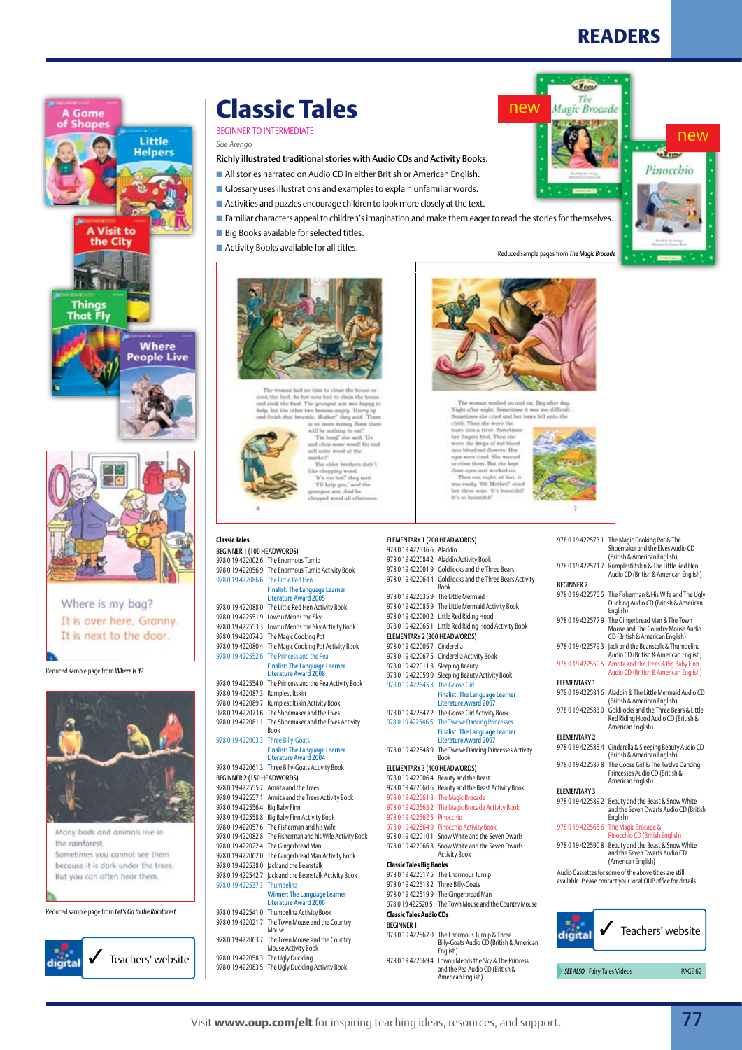# Classic Tales

BEGINNER TO INTERMEDIATE

*Sue Arengo*

**Richly illustrated traditional stories with Audio CDs and Activity Books.**

- All stories narrated on Audio CD in either British or American English.
- Glossary uses illustrations and examples to explain unfamiliar words.
- Activities and puzzles encourage children to look more closely at the text.
- Familiar characters appeal to children's imagination and make them eager to read the stories for themselves.
- Big Books available for selected titles.
- Activity Books available for all titles.

new

new

Reduced sample pages from *The Magic Brocade*

Reduced sample page from *Where Is It?*

Reduced sample page from *Let's Go to the Rainforest*

digital ✓ Teachers' website

**Classic Tales**

BEGINNER 1 (100 HEADWORDS)

978 0 19 422002 6 The Enormous Turnip
978 0 19 422056 9 The Enormous Turnip Activity Book
978 0 19 422086 6 The Little Red Hen
Finalist: The Language Learner Literature Award 2005
978 0 19 422088 0 The Little Red Hen Activity Book
978 0 19 422551 9 Lownu Mends the Sky
978 0 19 422553 3 Lownu Mends the Sky Activity Book
978 0 19 422074 3 The Magic Cooking Pot
978 0 19 422080 4 The Magic Cooking Pot Activity Book
978 0 19 422552 6 The Princess and the Pea
Finalist: The Language Learner Literature Award 2008
978 0 19 422554 0 The Princess and the Pea Activity Book
978 0 19 422087 3 Rumplestiltskin
978 0 19 422089 7 Rumplestiltskin Activity Book
978 0 19 422073 6 The Shoemaker and the Elves
978 0 19 422081 1 The Shoemaker and the Elves Activity Book
978 0 19 422003 3 Three Billy-Goats
Finalist: The Language Learner Literature Award 2004
978 0 19 422061 3 Three Billy-Goats Activity Book

BEGINNER 2 (150 HEADWORDS)

978 0 19 422555 7 Amrita and the Trees
978 0 19 422557 1 Amrita and the Trees Activity Book
978 0 19 422556 4 Big Baby Finn
978 0 19 422558 8 Big Baby Finn Activity Book
978 0 19 422057 6 The Fisherman and his Wife
978 0 19 422082 8 The Fisherman and his Wife Activity Book
978 0 19 422022 4 The Gingerbread Man
978 0 19 422062 0 The Gingerbread Man Activity Book
978 0 19 422538 0 Jack and the Beanstalk
978 0 19 422542 7 Jack and the Beanstalk Activity Book
978 0 19 422537 3 Thumbelina
Winner: The Language Learner Literature Award 2006
978 0 19 422541 0 Thumbelina Activity Book
978 0 19 422021 7 The Town Mouse and the Country Mouse
978 0 19 422063 7 The Town Mouse and the Country Mouse Activity Book
978 0 19 422058 3 The Ugly Duckling
978 0 19 422083 5 The Ugly Duckling Activity Book

ELEMENTARY 1 (200 HEADWORDS)

978 0 19 422536 6 Aladdin
978 0 19 422084 2 Aladdin Activity Book
978 0 19 422001 9 Goldilocks and the Three Bears
978 0 19 422064 4 Goldilocks and the Three Bears Activity Book
978 0 19 422535 9 The Little Mermaid
978 0 19 422085 9 The Little Mermaid Activity Book
978 0 19 422000 2 Little Red Riding Hood
978 0 19 422065 1 Little Red Riding Hood Activity Book

ELEMENTARY 2 (300 HEADWORDS)

978 0 19 422005 7 Cinderella
978 0 19 422067 5 Cinderella Activity Book
978 0 19 422011 8 Sleeping Beauty
978 0 19 422059 0 Sleeping Beauty Activity Book
978 0 19 422545 8 The Goose Girl
Finalist: The Language Learner Literature Award 2007
978 0 19 422547 2 The Goose Girl Activity Book
978 0 19 422546 5 The Twelve Dancing Princesses
Finalist: The Language Learner Literature Award 2007
978 0 19 422548 9 The Twelve Dancing Princesses Activity Book

ELEMENTARY 3 (400 HEADWORDS)

978 0 19 422006 4 Beauty and the Beast
978 0 19 422060 6 Beauty and the Beast Activity Book
978 0 19 422561 8 The Magic Brocade
978 0 19 422563 2 The Magic Brocade Activity Book
978 0 19 422562 5 Pinocchio
978 0 19 422564 9 Pinocchio Activity Book
978 0 19 422010 1 Snow White and the Seven Dwarfs
978 0 19 422066 8 Snow White and the Seven Dwarfs Activity Book

**Classic Tales Big Books**

978 0 19 422517 5 The Enormous Turnip
978 0 19 422518 2 Three Billy-Goats
978 0 19 422519 9 The Gingerbread Man
978 0 19 422520 5 The Town Mouse and the Country Mouse

**Classic Tales Audio CDs**

BEGINNER 1

978 0 19 422567 0 The Enormous Turnip & Three Billy-Goats Audio CD (British & American English)
978 0 19 422569 4 Lownu Mends the Sky & The Princess and the Pea Audio CD (British & American English)
978 0 19 422573 1 The Magic Cooking Pot & The Shoemaker and the Elves Audio CD (British & American English)
978 0 19 422571 7 Rumplestiltskin & The Little Red Hen Audio CD (British & American English)

BEGINNER 2

978 0 19 422575 5 The Fisherman & His Wife and The Ugly Duckling Audio CD (British & American English)
978 0 19 422577 9 The Gingerbread Man & The Town Mouse and The Country Mouse Audio CD (British & American English)
978 0 19 422579 3 Jack and the Beanstalk & Thumbelina Audio CD (British & American English)
978 0 19 422559 5 Amrita and the Trees & Big Baby Finn Audio CD (British & American English)

ELEMENTARY 1

978 0 19 422581 6 Aladdin & The Little Mermaid Audio CD (British & American English)
978 0 19 422583 0 Goldilocks and the Three Bears & Little Red Riding Hood Audio CD (British & American English)

ELEMENTARY 2

978 0 19 422585 4 Cinderella & Sleeping Beauty Audio CD (British & American English)
978 0 19 422587 8 The Goose Girl & The Twelve Dancing Princesses Audio CD (British & American English)

ELEMENTARY 3

978 0 19 422589 2 Beauty and the Beast & Snow White and the Seven Dwarfs Audio CD (British English)
978 0 19 422565 6 The Magic Brocade & Pinocchio CD (British English)
978 0 19 422590 8 Beauty and the Beast & Snow White and the Seven Dwarfs Audio CD (American English)

Audio Cassettes for some of the above titles are still available. Please contact your local OUP office for details.

digital ✓ Teachers' website

*SEE ALSO* Fairy Tales Videos PAGE 62

Visit **www.oup.com/elt** for inspiring teaching ideas, resources, and support.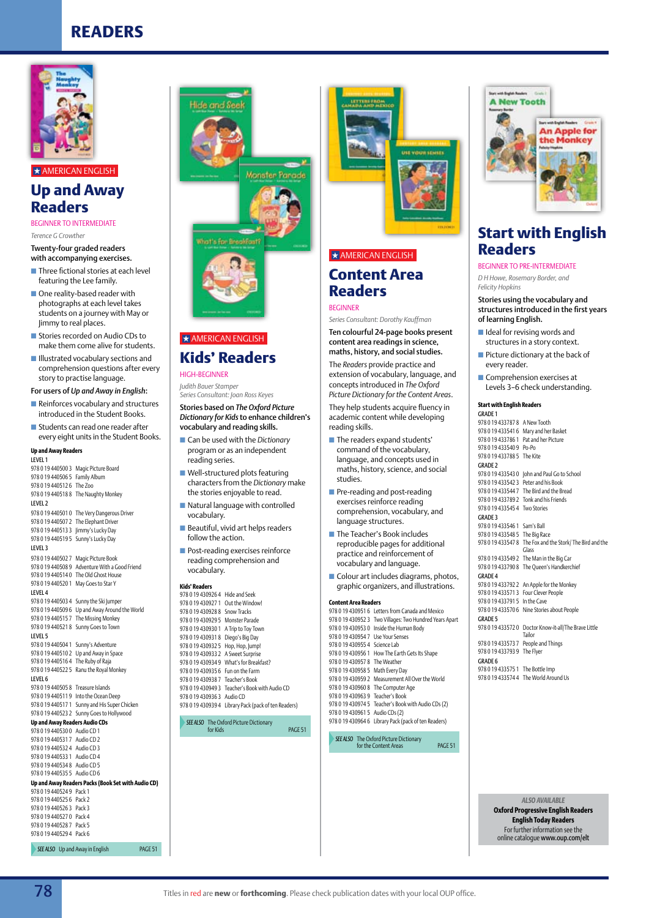# READERS

★ AMERICAN ENGLISH

## Up and Away Readers

BEGINNER TO INTERMEDIATE

*Terence G Crowther*

Twenty-four graded readers with accompanying exercises.

- Three fictional stories at each level featuring the Lee family.
- One reality-based reader with photographs at each level takes students on a journey with May or Jimmy to real places.
- Stories recorded on Audio CDs to make them come alive for students.
- Illustrated vocabulary sections and comprehension questions after every story to practise language.

For users of *Up and Away in English*:

- Reinforces vocabulary and structures introduced in the Student Books.
- Students can read one reader after every eight units in the Student Books.

**Up and Away Readers**

LEVEL 1
978 0 19 440500 3 Magic Picture Board
978 0 19 440506 5 Family Album
978 0 19 440512 6 The Zoo
978 0 19 440518 8 The Naughty Monkey

LEVEL 2
978 0 19 440501 0 The Very Dangerous Driver
978 0 19 440507 2 The Elephant Driver
978 0 19 440513 3 Jimmy's Lucky Day
978 0 19 440519 5 Sunny's Lucky Day

LEVEL 3
978 0 19 440502 7 Magic Picture Book
978 0 19 440508 9 Adventure With a Good Friend
978 0 19 440514 0 The Old Ghost House
978 0 19 440520 1 May Goes to Star Y

LEVEL 4
978 0 19 440503 4 Sunny the Ski Jumper
978 0 19 440509 6 Up and Away Around the World
978 0 19 440515 7 The Missing Monkey
978 0 19 440521 8 Sunny Goes to Town

LEVEL 5
978 0 19 440504 1 Sunny's Adventure
978 0 19 440510 2 Up and Away in Space
978 0 19 440516 4 The Ruby of Raja
978 0 19 440522 5 Ranu the Royal Monkey

LEVEL 6
978 0 19 440505 8 Treasure Islands
978 0 19 440511 9 Into the Ocean Deep
978 0 19 440517 1 Sunny and His Super Chicken
978 0 19 440523 2 Sunny Goes to Hollywood

**Up and Away Readers Audio CDs**
978 0 19 440530 0 Audio CD 1
978 0 19 440531 7 Audio CD 2
978 0 19 440532 4 Audio CD 3
978 0 19 440533 1 Audio CD 4
978 0 19 440534 8 Audio CD 5
978 0 19 440535 5 Audio CD 6

**Up and Away Readers Packs (Book Set with Audio CD)**
978 0 19 440524 9 Pack 1
978 0 19 440525 6 Pack 2
978 0 19 440526 3 Pack 3
978 0 19 440527 0 Pack 4
978 0 19 440528 7 Pack 5
978 0 19 440529 4 Pack 6

*SEE ALSO* Up and Away in English PAGE 51

★ AMERICAN ENGLISH

## Kids' Readers

HIGH-BEGINNER

*Judith Bauer Stamper*
*Series Consultant: Joan Ross Keyes*

Stories based on *The Oxford Picture Dictionary for Kids* to enhance children's vocabulary and reading skills.

- Can be used with the *Dictionary* program or as an independent reading series.
- Well-structured plots featuring characters from the *Dictionary* make the stories enjoyable to read.
- Natural language with controlled vocabulary.
- Beautiful, vivid art helps readers follow the action.
- Post-reading exercises reinforce reading comprehension and vocabulary.

**Kids' Readers**
978 0 19 430926 4 Hide and Seek
978 0 19 430927 1 Out the Window!
978 0 19 430928 8 Snow Tracks
978 0 19 430929 5 Monster Parade
978 0 19 430930 1 A Trip to Toy Town
978 0 19 430931 8 Diego's Big Day
978 0 19 430932 5 Hop, Hop, Jump!
978 0 19 430933 2 A Sweet Surprise
978 0 19 430934 9 What's for Breakfast?
978 0 19 430935 6 Fun on the Farm
978 0 19 430938 7 Teacher's Book
978 0 19 430949 3 Teacher's Book with Audio CD
978 0 19 430936 3 Audio CD
978 0 19 430939 4 Library Pack (pack of ten Readers)

*SEE ALSO* The Oxford Picture Dictionary for Kids PAGE 51

★ AMERICAN ENGLISH

## Content Area Readers

BEGINNER

*Series Consultant: Dorothy Kauffman*

Ten colourful 24-page books present content area readings in science, maths, history, and social studies.

The *Readers* provide practice and extension of vocabulary, language, and concepts introduced in *The Oxford Picture Dictionary for the Content Areas*.

They help students acquire fluency in academic content while developing reading skills.

- The readers expand students' command of the vocabulary, language, and concepts used in maths, history, science, and social studies.
- Pre-reading and post-reading exercises reinforce reading comprehension, vocabulary, and language structures.
- The Teacher's Book includes reproducible pages for additional practice and reinforcement of vocabulary and language.
- Colour art includes diagrams, photos, graphic organizers, and illustrations.

**Content Area Readers**
978 0 19 430951 6 Letters from Canada and Mexico
978 0 19 430952 3 Two Villages: Two Hundred Years Apart
978 0 19 430953 0 Inside the Human Body
978 0 19 430954 7 Use Your Senses
978 0 19 430955 4 Science Lab
978 0 19 430956 1 How The Earth Gets Its Shape
978 0 19 430957 8 The Weather
978 0 19 430958 5 Math Every Day
978 0 19 430959 2 Measurement All Over the World
978 0 19 430960 8 The Computer Age
978 0 19 430963 9 Teacher's Book
978 0 19 430974 5 Teacher's Book with Audio CDs (2)
978 0 19 430961 5 Audio CDs (2)
978 0 19 430964 6 Library Pack (pack of ten Readers)

*SEE ALSO* The Oxford Picture Dictionary for the Content Areas PAGE 51

## Start with English Readers

BEGINNER TO PRE-INTERMEDIATE

*D H Howe, Rosemary Border, and Felicity Hopkins*

Stories using the vocabulary and structures introduced in the first years of learning English.

- Ideal for revising words and structures in a story context.
- Picture dictionary at the back of every reader.
- Comprehension exercises at Levels 3–6 check understanding.

**Start with English Readers**

GRADE 1
978 0 19 433787 8 A New Tooth
978 0 19 433541 6 Mary and her Basket
978 0 19 433786 1 Pat and her Picture
978 0 19 433540 9 Po-Po
978 0 19 433788 5 The Kite

GRADE 2
978 0 19 433543 0 John and Paul Go to School
978 0 19 433542 3 Peter and his Book
978 0 19 433544 7 The Bird and the Bread
978 0 19 433789 2 Tonk and his Friends
978 0 19 433545 4 Two Stories

GRADE 3
978 0 19 433546 1 Sam's Ball
978 0 19 433548 5 The Big Race
978 0 19 433547 8 The Fox and the Stork/ The Bird and the Glass
978 0 19 433549 2 The Man in the Big Car
978 0 19 433790 8 The Queen's Handkerchief

GRADE 4
978 0 19 433792 2 An Apple for the Monkey
978 0 19 433571 3 Four Clever People
978 0 19 433791 5 In the Cave
978 0 19 433570 6 Nine Stories about People

GRADE 5
978 0 19 433572 0 Doctor Know-it-all/The Brave Little Tailor
978 0 19 433573 7 People and Things
978 0 19 433793 9 The Flyer

GRADE 6
978 0 19 433575 1 The Bottle Imp
978 0 19 433574 4 The World Around Us

*ALSO AVAILABLE*
**Oxford Progressive English Readers**
**English Today Readers**
For further information see the online catalogue **www.oup.com/elt**

Titles in red are **new** or **forthcoming**. Please check publication dates with your local OUP office.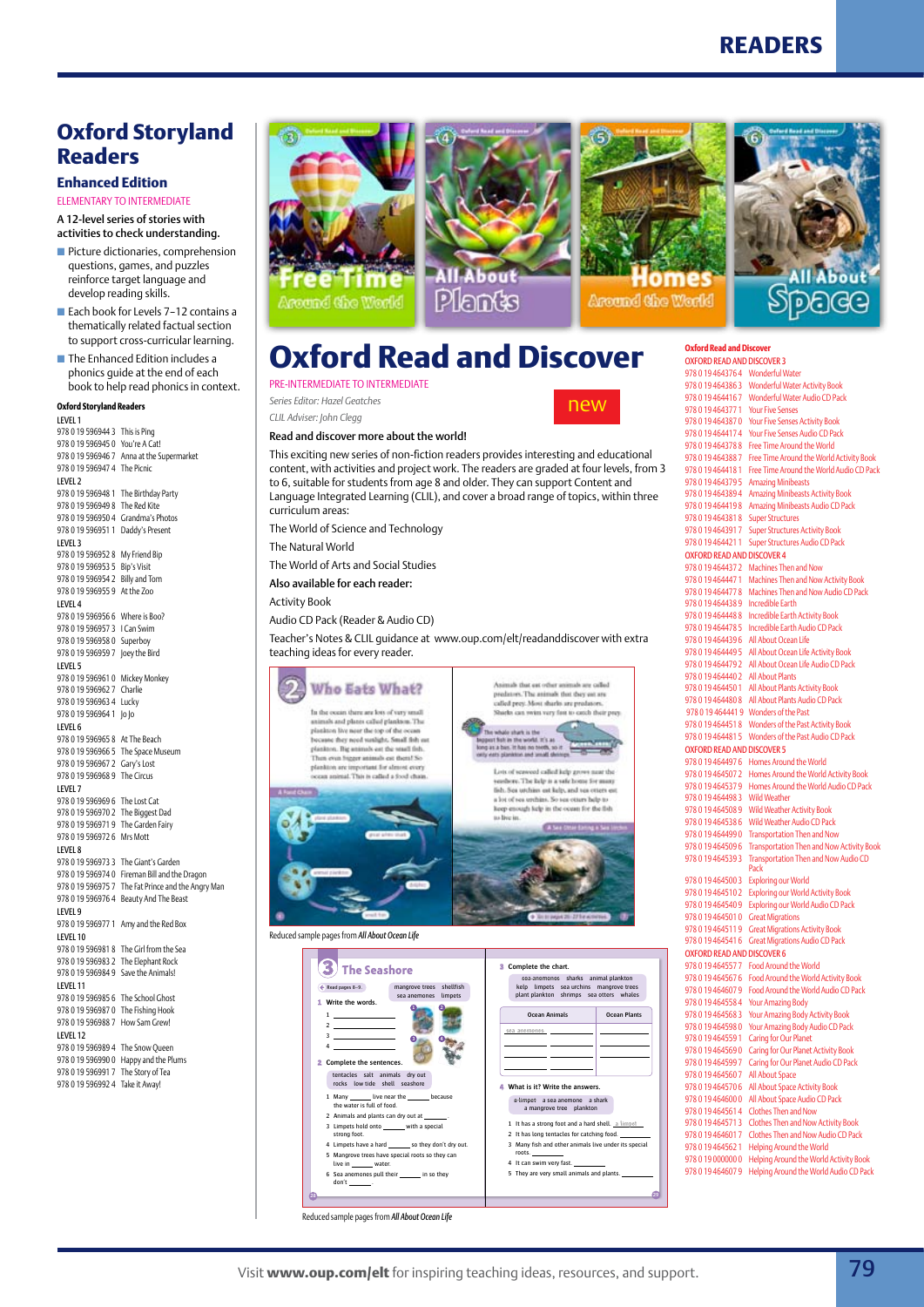# READERS

## Oxford Storyland Readers

### Enhanced Edition

ELEMENTARY TO INTERMEDIATE

**A 12-level series of stories with activities to check understanding.**

- Picture dictionaries, comprehension questions, games, and puzzles reinforce target language and develop reading skills.
- Each book for Levels 7–12 contains a thematically related factual section to support cross-curricular learning.
- The Enhanced Edition includes a phonics guide at the end of each book to help read phonics in context.

**Oxford Storyland Readers**

LEVEL 1
978 0 19 596944 3 This is Ping
978 0 19 596945 0 You're A Cat!
978 0 19 596946 7 Anna at the Supermarket
978 0 19 596947 4 The Picnic

LEVEL 2
978 0 19 596948 1 The Birthday Party
978 0 19 596949 8 The Red Kite
978 0 19 596950 4 Grandma's Photos
978 0 19 596951 1 Daddy's Present

LEVEL 3
978 0 19 596952 8 My Friend Bip
978 0 19 596953 5 Bip's Visit
978 0 19 596954 2 Billy and Tom
978 0 19 596955 9 At the Zoo

LEVEL 4
978 0 19 596956 6 Where is Boo?
978 0 19 596957 3 I Can Swim
978 0 19 596958 0 Superboy
978 0 19 596959 7 Joey the Bird

LEVEL 5
978 0 19 596961 0 Mickey Monkey
978 0 19 596962 7 Charlie
978 0 19 596963 4 Lucky
978 0 19 596964 1 Jo Jo

LEVEL 6
978 0 19 596965 8 At The Beach
978 0 19 596966 5 The Space Museum
978 0 19 596967 2 Gary's Lost
978 0 19 596968 9 The Circus

LEVEL 7
978 0 19 596969 6 The Lost Cat
978 0 19 596970 2 The Biggest Dad
978 0 19 596971 9 The Garden Fairy
978 0 19 596972 6 Mrs Mott

LEVEL 8
978 0 19 596973 3 The Giant's Garden
978 0 19 596974 0 Fireman Bill and the Dragon
978 0 19 596975 7 The Fat Prince and the Angry Man
978 0 19 596976 4 Beauty And The Beast

LEVEL 9
978 0 19 596977 1 Amy and the Red Box

LEVEL 10
978 0 19 596981 8 The Girl from the Sea
978 0 19 596983 2 The Elephant Rock
978 0 19 596984 9 Save the Animals!

LEVEL 11
978 0 19 596985 6 The School Ghost
978 0 19 596987 0 The Fishing Hook
978 0 19 596988 7 How Sam Grew!

LEVEL 12
978 0 19 596989 4 The Snow Queen
978 0 19 596990 0 Happy and the Plums
978 0 19 596991 7 The Story of Tea
978 0 19 596992 4 Take it Away!

## Oxford Read and Discover

new

PRE-INTERMEDIATE TO INTERMEDIATE

*Series Editor: Hazel Geatches*
*CLIL Adviser: John Clegg*

**Read and discover more about the world!**

This exciting new series of non-fiction readers provides interesting and educational content, with activities and project work. The readers are graded at four levels, from 3 to 6, suitable for students from age 8 and older. They can support Content and Language Integrated Learning (CLIL), and cover a broad range of topics, within three curriculum areas:

The World of Science and Technology

The Natural World

The World of Arts and Social Studies

**Also available for each reader:**

Activity Book

Audio CD Pack (Reader & Audio CD)

Teacher's Notes & CLIL guidance at www.oup.com/elt/readanddiscover with extra teaching ideas for every reader.

Reduced sample pages from *All About Ocean Life*

Reduced sample pages from *All About Ocean Life*

**Oxford Read and Discover**

OXFORD READ AND DISCOVER 3
978 0 19 464376 4 Wonderful Water
978 0 19 464386 3 Wonderful Water Activity Book
978 0 19 464416 7 Wonderful Water Audio CD Pack
978 0 19 464377 1 Your Five Senses
978 0 19 464387 0 Your Five Senses Activity Book
978 0 19 464417 4 Your Five Senses Audio CD Pack
978 0 19 464378 8 Free Time Around the World
978 0 19 464388 7 Free Time Around the World Activity Book
978 0 19 464418 1 Free Time Around the World Audio CD Pack
978 0 19 464379 5 Amazing Minibeasts
978 0 19 464389 4 Amazing Minibeasts Activity Book
978 0 19 464419 8 Amazing Minibeasts Audio CD Pack
978 0 19 464381 8 Super Structures
978 0 19 464391 7 Super Structures Activity Book
978 0 19 464421 1 Super Structures Audio CD Pack

OXFORD READ AND DISCOVER 4
978 0 19 464437 2 Machines Then and Now
978 0 19 464447 1 Machines Then and Now Activity Book
978 0 19 464477 8 Machines Then and Now Audio CD Pack
978 0 19 464438 9 Incredible Earth
978 0 19 464448 8 Incredible Earth Activity Book
978 0 19 464478 5 Incredible Earth Audio CD Pack
978 0 19 464439 6 All About Ocean Life
978 0 19 464449 5 All About Ocean Life Activity Book
978 0 19 464479 2 All About Ocean Life Audio CD Pack
978 0 19 464440 2 All About Plants
978 0 19 464450 1 All About Plants Activity Book
978 0 19 464480 8 All About Plants Audio CD Pack
978 0 19 464441 9 Wonders of the Past
978 0 19 464451 8 Wonders of the Past Activity Book
978 0 19 464481 5 Wonders of the Past Audio CD Pack

OXFORD READ AND DISCOVER 5
978 0 19 464497 6 Homes Around the World
978 0 19 464507 2 Homes Around the World Activity Book
978 0 19 464537 9 Homes Around the World Audio CD Pack
978 0 19 464498 3 Wild Weather
978 0 19 464508 9 Wild Weather Activity Book
978 0 19 464538 6 Wild Weather Audio CD Pack
978 0 19 464499 0 Transportation Then and Now
978 0 19 464509 6 Transportation Then and Now Activity Book
978 0 19 464539 3 Transportation Then and Now Audio CD Pack
978 0 19 464500 3 Exploring our World
978 0 19 464510 2 Exploring our World Activity Book
978 0 19 464540 9 Exploring our World Audio CD Pack
978 0 19 464501 0 Great Migrations
978 0 19 464511 9 Great Migrations Activity Book
978 0 19 464541 6 Great Migrations Audio CD Pack

OXFORD READ AND DISCOVER 6
978 0 19 464557 7 Food Around the World
978 0 19 464567 6 Food Around the World Activity Book
978 0 19 464607 9 Food Around the World Audio CD Pack
978 0 19 464558 4 Your Amazing Body
978 0 19 464568 3 Your Amazing Body Activity Book
978 0 19 464598 0 Your Amazing Body Audio CD Pack
978 0 19 464559 1 Caring for Our Planet
978 0 19 464569 0 Caring for Our Planet Activity Book
978 0 19 464599 7 Caring for Our Planet Audio CD Pack
978 0 19 464560 7 All About Space
978 0 19 464570 6 All About Space Activity Book
978 0 19 464600 0 All About Space Audio CD Pack
978 0 19 464561 4 Clothes Then and Now
978 0 19 464571 3 Clothes Then and Now Activity Book
978 0 19 464601 7 Clothes Then and Now Audio CD Pack
978 0 19 464562 1 Helping Around the World
978 0 19 000000 0 Helping Around the World Activity Book
978 0 19 464607 9 Helping Around the World Audio CD Pack

Visit **www.oup.com/elt** for inspiring teaching ideas, resources, and support.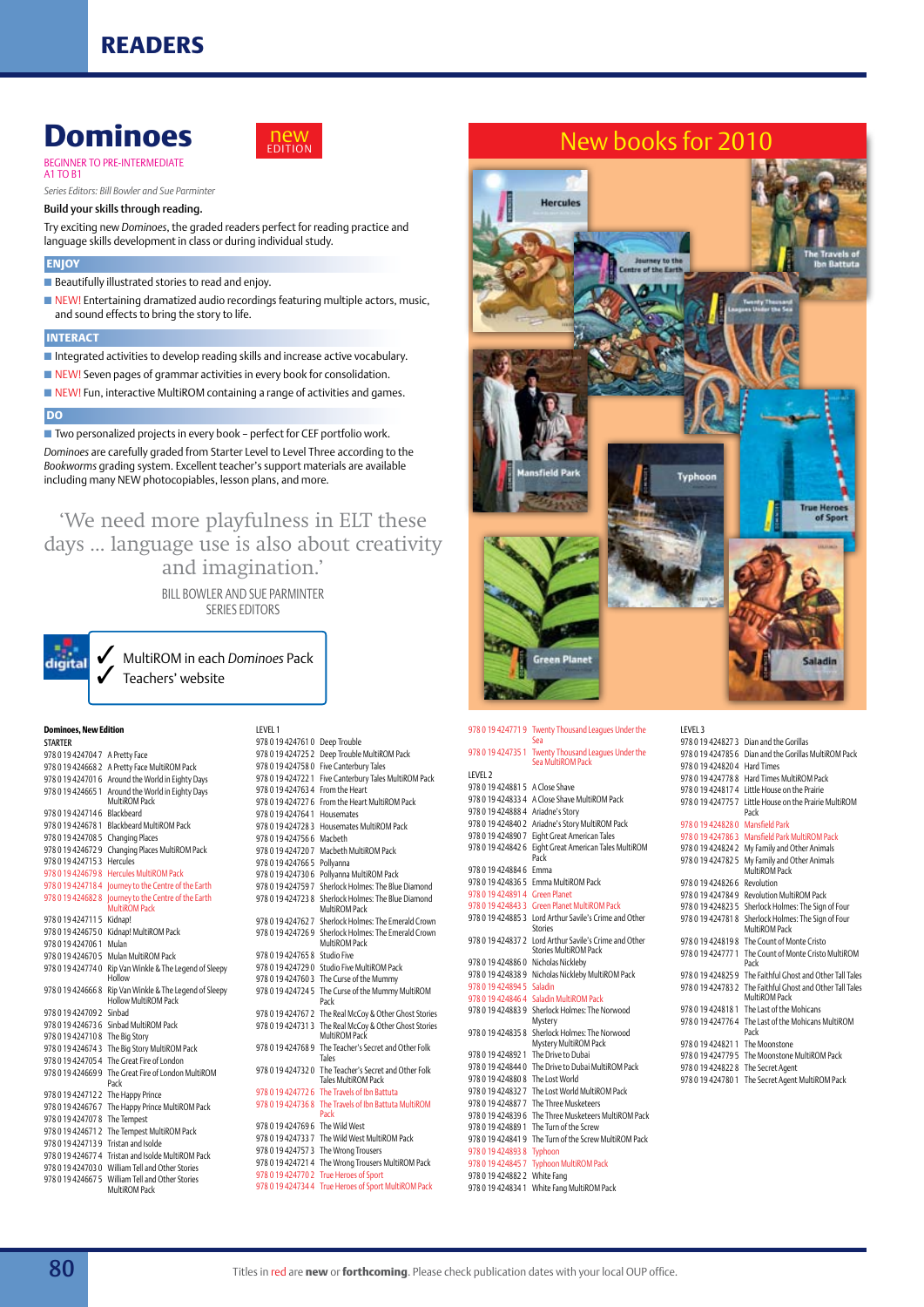# READERS

## Dominoes

new EDITION

BEGINNER TO PRE-INTERMEDIATE
A1 TO B1

*Series Editors: Bill Bowler and Sue Parminter*

**Build your skills through reading.**

Try exciting new *Dominoes*, the graded readers perfect for reading practice and language skills development in class or during individual study.

### ENJOY

- Beautifully illustrated stories to read and enjoy.
- NEW! Entertaining dramatized audio recordings featuring multiple actors, music, and sound effects to bring the story to life.

### INTERACT

- Integrated activities to develop reading skills and increase active vocabulary.
- NEW! Seven pages of grammar activities in every book for consolidation.
- NEW! Fun, interactive MultiROM containing a range of activities and games.

### DO

- Two personalized projects in every book – perfect for CEF portfolio work.

*Dominoes* are carefully graded from Starter Level to Level Three according to the *Bookworms* grading system. Excellent teacher's support materials are available including many NEW photocopiables, lesson plans, and more.

'We need more playfulness in ELT these days ... language use is also about creativity and imagination.'

BILL BOWLER AND SUE PARMINTER
SERIES EDITORS

digital
✓ MultiROM in each *Dominoes* Pack
✓ Teachers' website

## New books for 2010

**Dominoes, New Edition**

STARTER

978 0 19 424704 7 A Pretty Face
978 0 19 424668 2 A Pretty Face MultiROM Pack
978 0 19 424701 6 Around the World in Eighty Days
978 0 19 424665 1 Around the World in Eighty Days MultiROM Pack
978 0 19 424714 6 Blackbeard
978 0 19 424678 1 Blackbeard MultiROM Pack
978 0 19 424708 5 Changing Places
978 0 19 424672 9 Changing Places MultiROM Pack
978 0 19 424715 3 Hercules
978 0 19 424679 8 Hercules MultiROM Pack
978 0 19 424718 4 Journey to the Centre of the Earth
978 0 19 424682 8 Journey to the Centre of the Earth MultiROM Pack
978 0 19 424711 5 Kidnap!
978 0 19 424675 0 Kidnap! MultiROM Pack
978 0 19 424706 1 Mulan
978 0 19 424670 5 Mulan MultiROM Pack
978 0 19 424774 0 Rip Van Winkle & The Legend of Sleepy Hollow
978 0 19 424666 8 Rip Van Winkle & The Legend of Sleepy Hollow MultiROM Pack
978 0 19 424709 2 Sinbad
978 0 19 424673 6 Sinbad MultiROM Pack
978 0 19 424710 8 The Big Story
978 0 19 424674 3 The Big Story MultiROM Pack
978 0 19 424705 4 The Great Fire of London
978 0 19 424669 9 The Great Fire of London MultiROM Pack
978 0 19 424712 2 The Happy Prince
978 0 19 424676 7 The Happy Prince MultiROM Pack
978 0 19 424707 8 The Tempest
978 0 19 424671 2 The Tempest MultiROM Pack
978 0 19 424713 9 Tristan and Isolde
978 0 19 424677 4 Tristan and Isolde MultiROM Pack
978 0 19 424703 0 William Tell and Other Stories
978 0 19 424667 5 William Tell and Other Stories MultiROM Pack

LEVEL 1

978 0 19 424761 0 Deep Trouble
978 0 19 424725 2 Deep Trouble MultiROM Pack
978 0 19 424758 0 Five Canterbury Tales
978 0 19 424722 1 Five Canterbury Tales MultiROM Pack
978 0 19 424763 4 From the Heart
978 0 19 424727 6 From the Heart MultiROM Pack
978 0 19 424764 1 Housemates
978 0 19 424728 3 Housemates MultiROM Pack
978 0 19 424756 6 Macbeth
978 0 19 424720 7 Macbeth MultiROM Pack
978 0 19 424766 5 Pollyanna
978 0 19 424730 6 Pollyanna MultiROM Pack
978 0 19 424759 7 Sherlock Holmes: The Blue Diamond
978 0 19 424723 8 Sherlock Holmes: The Blue Diamond MultiROM Pack
978 0 19 424762 7 Sherlock Holmes: The Emerald Crown
978 0 19 424726 9 Sherlock Holmes: The Emerald Crown MultiROM Pack
978 0 19 424765 8 Studio Five
978 0 19 424729 0 Studio Five MultiROM Pack
978 0 19 424760 3 The Curse of the Mummy
978 0 19 424724 5 The Curse of the Mummy MultiROM Pack
978 0 19 424767 2 The Real McCoy & Other Ghost Stories
978 0 19 424731 3 The Real McCoy & Other Ghost Stories MultiROM Pack
978 0 19 424768 9 The Teacher's Secret and Other Folk Tales
978 0 19 424732 0 The Teacher's Secret and Other Folk Tales MultiROM Pack
978 0 19 424772 6 The Travels of Ibn Battuta
978 0 19 424736 8 The Travels of Ibn Battuta MultiROM Pack
978 0 19 424769 6 The Wild West
978 0 19 424733 7 The Wild West MultiROM Pack
978 0 19 424757 3 The Wrong Trousers
978 0 19 424721 4 The Wrong Trousers MultiROM Pack
978 0 19 424770 2 True Heroes of Sport
978 0 19 424734 4 True Heroes of Sport MultiROM Pack
978 0 19 424771 9 Twenty Thousand Leagues Under the Sea
978 0 19 424735 1 Twenty Thousand Leagues Under the Sea MultiROM Pack

LEVEL 2

978 0 19 424881 5 A Close Shave
978 0 19 424833 4 A Close Shave MultiROM Pack
978 0 19 424888 4 Ariadne's Story
978 0 19 424840 2 Ariadne's Story MultiROM Pack
978 0 19 424890 7 Eight Great American Tales
978 0 19 424842 6 Eight Great American Tales MultiROM Pack
978 0 19 424884 6 Emma
978 0 19 424836 5 Emma MultiROM Pack
978 0 19 424891 4 Green Planet
978 0 19 424843 3 Green Planet MultiROM Pack
978 0 19 424885 3 Lord Arthur Savile's Crime and Other Stories
978 0 19 424837 2 Lord Arthur Savile's Crime and Other Stories MultiROM Pack
978 0 19 424886 0 Nicholas Nickleby
978 0 19 424838 9 Nicholas Nickleby MultiROM Pack
978 0 19 424894 5 Saladin
978 0 19 424846 4 Saladin MultiROM Pack
978 0 19 424883 9 Sherlock Holmes: The Norwood Mystery
978 0 19 424835 8 Sherlock Holmes: The Norwood Mystery MultiROM Pack
978 0 19 424892 1 The Drive to Dubai
978 0 19 424844 0 The Drive to Dubai MultiROM Pack
978 0 19 424880 8 The Lost World
978 0 19 424832 7 The Lost World MultiROM Pack
978 0 19 424887 7 The Three Musketeers
978 0 19 424839 6 The Three Musketeers MultiROM Pack
978 0 19 424889 1 The Turn of the Screw
978 0 19 424841 9 The Turn of the Screw MultiROM Pack
978 0 19 424893 8 Typhoon
978 0 19 424845 7 Typhoon MultiROM Pack
978 0 19 424882 2 White Fang
978 0 19 424834 1 White Fang MultiROM Pack

LEVEL 3

978 0 19 424827 3 Dian and the Gorillas
978 0 19 424785 6 Dian and the Gorillas MultiROM Pack
978 0 19 424820 4 Hard Times
978 0 19 424778 8 Hard Times MultiROM Pack
978 0 19 424817 4 Little House on the Prairie
978 0 19 424775 7 Little House on the Prairie MultiROM Pack
978 0 19 424828 0 Mansfield Park
978 0 19 424786 3 Mansfield Park MultiROM Pack
978 0 19 424824 2 My Family and Other Animals
978 0 19 424782 5 My Family and Other Animals MultiROM Pack
978 0 19 424826 6 Revolution
978 0 19 424784 9 Revolution MultiROM Pack
978 0 19 424823 5 Sherlock Holmes: The Sign of Four
978 0 19 424781 8 Sherlock Holmes: The Sign of Four MultiROM Pack
978 0 19 424819 8 The Count of Monte Cristo
978 0 19 424777 1 The Count of Monte Cristo MultiROM Pack
978 0 19 424825 9 The Faithful Ghost and Other Tall Tales
978 0 19 424783 2 The Faithful Ghost and Other Tall Tales MultiROM Pack
978 0 19 424818 1 The Last of the Mohicans
978 0 19 424776 4 The Last of the Mohicans MultiROM Pack
978 0 19 424821 1 The Moonstone
978 0 19 424779 5 The Moonstone MultiROM Pack
978 0 19 424822 8 The Secret Agent
978 0 19 424780 1 The Secret Agent MultiROM Pack

Titles in red are **new** or **forthcoming**. Please check publication dates with your local OUP office.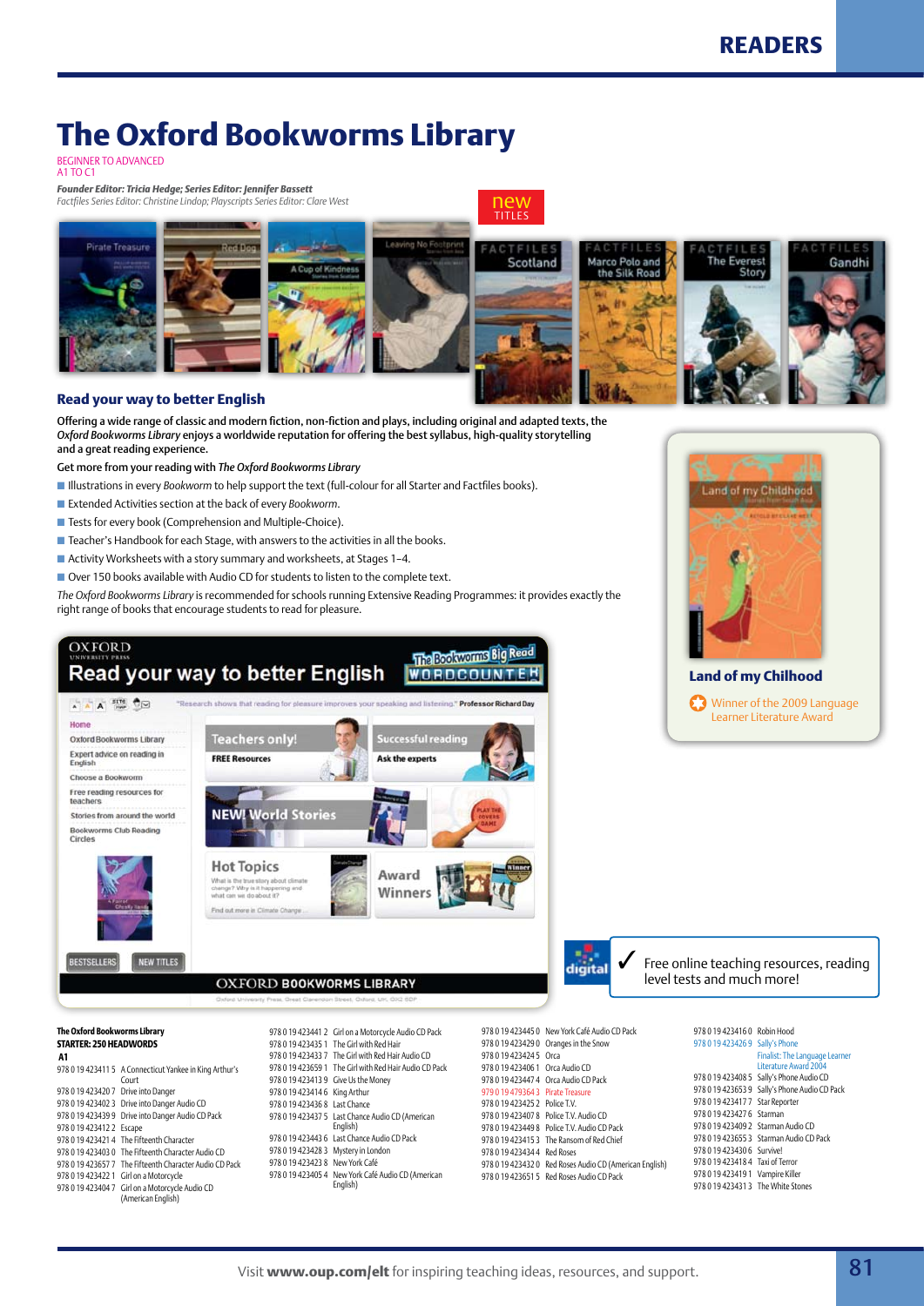# The Oxford Bookworms Library

BEGINNER TO ADVANCED
A1 TO C1

***Founder Editor: Tricia Hedge; Series Editor: Jennifer Bassett***
*Factfiles Series Editor: Christine Lindop; Playscripts Series Editor: Clare West*

new TITLES

## Read your way to better English

**Offering a wide range of classic and modern fiction, non-fiction and plays, including original and adapted texts, the *Oxford Bookworms Library* enjoys a worldwide reputation for offering the best syllabus, high-quality storytelling and a great reading experience.**

Get more from your reading with *The Oxford Bookworms Library*

- Illustrations in every *Bookworm* to help support the text (full-colour for all Starter and Factfiles books).
- Extended Activities section at the back of every *Bookworm*.
- Tests for every book (Comprehension and Multiple-Choice).
- Teacher's Handbook for each Stage, with answers to the activities in all the books.
- Activity Worksheets with a story summary and worksheets, at Stages 1–4.
- Over 150 books available with Audio CD for students to listen to the complete text.

*The Oxford Bookworms Library* is recommended for schools running Extensive Reading Programmes: it provides exactly the right range of books that encourage students to read for pleasure.

### Land of my Chilhood

Winner of the 2009 Language Learner Literature Award

digital ✓ Free online teaching resources, reading level tests and much more!

**The Oxford Bookworms Library**
**STARTER: 250 HEADWORDS**
**A1**

978 0 19 423411 5 A Connecticut Yankee in King Arthur's Court
978 0 19 423420 7 Drive into Danger
978 0 19 423402 3 Drive into Danger Audio CD
978 0 19 423439 9 Drive into Danger Audio CD Pack
978 0 19 423412 2 Escape
978 0 19 423421 4 The Fifteenth Character
978 0 19 423403 0 The Fifteenth Character Audio CD
978 0 19 423657 7 The Fifteenth Character Audio CD Pack
978 0 19 423422 1 Girl on a Motorcycle
978 0 19 423404 7 Girl on a Motorcycle Audio CD (American English)
978 0 19 423441 2 Girl on a Motorcycle Audio CD Pack
978 0 19 423435 1 The Girl with Red Hair
978 0 19 423433 7 The Girl with Red Hair Audio CD
978 0 19 423659 1 The Girl with Red Hair Audio CD Pack
978 0 19 423413 9 Give Us the Money
978 0 19 423414 6 King Arthur
978 0 19 423436 8 Last Chance
978 0 19 423437 5 Last Chance Audio CD (American English)
978 0 19 423443 6 Last Chance Audio CD Pack
978 0 19 423428 3 Mystery in London
978 0 19 423423 8 New York Café
978 0 19 423405 4 New York Café Audio CD (American English)
978 0 19 423445 0 New York Café Audio CD Pack
978 0 19 423429 0 Oranges in the Snow
978 0 19 423424 5 Orca
978 0 19 423406 1 Orca Audio CD
978 0 19 423447 4 Orca Audio CD Pack
979 0 19 479364 3 Pirate Treasure
978 0 19 423425 2 Police T.V.
978 0 19 423407 8 Police T.V. Audio CD
978 0 19 423449 8 Police T.V. Audio CD Pack
978 0 19 423415 3 The Ransom of Red Chief
978 0 19 423434 4 Red Roses
978 0 19 423432 0 Red Roses Audio CD (American English)
978 0 19 423651 5 Red Roses Audio CD Pack
978 0 19 423416 0 Robin Hood
978 0 19 423426 9 Sally's Phone
Finalist: The Language Learner Literature Award 2004
978 0 19 423408 5 Sally's Phone Audio CD
978 0 19 423653 9 Sally's Phone Audio CD Pack
978 0 19 423417 7 Star Reporter
978 0 19 423427 6 Starman
978 0 19 423409 2 Starman Audio CD
978 0 19 423655 3 Starman Audio CD Pack
978 0 19 423430 6 Survive!
978 0 19 423418 4 Taxi of Terror
978 0 19 423419 1 Vampire Killer
978 0 19 423431 3 The White Stones

Visit **www.oup.com/elt** for inspiring teaching ideas, resources, and support.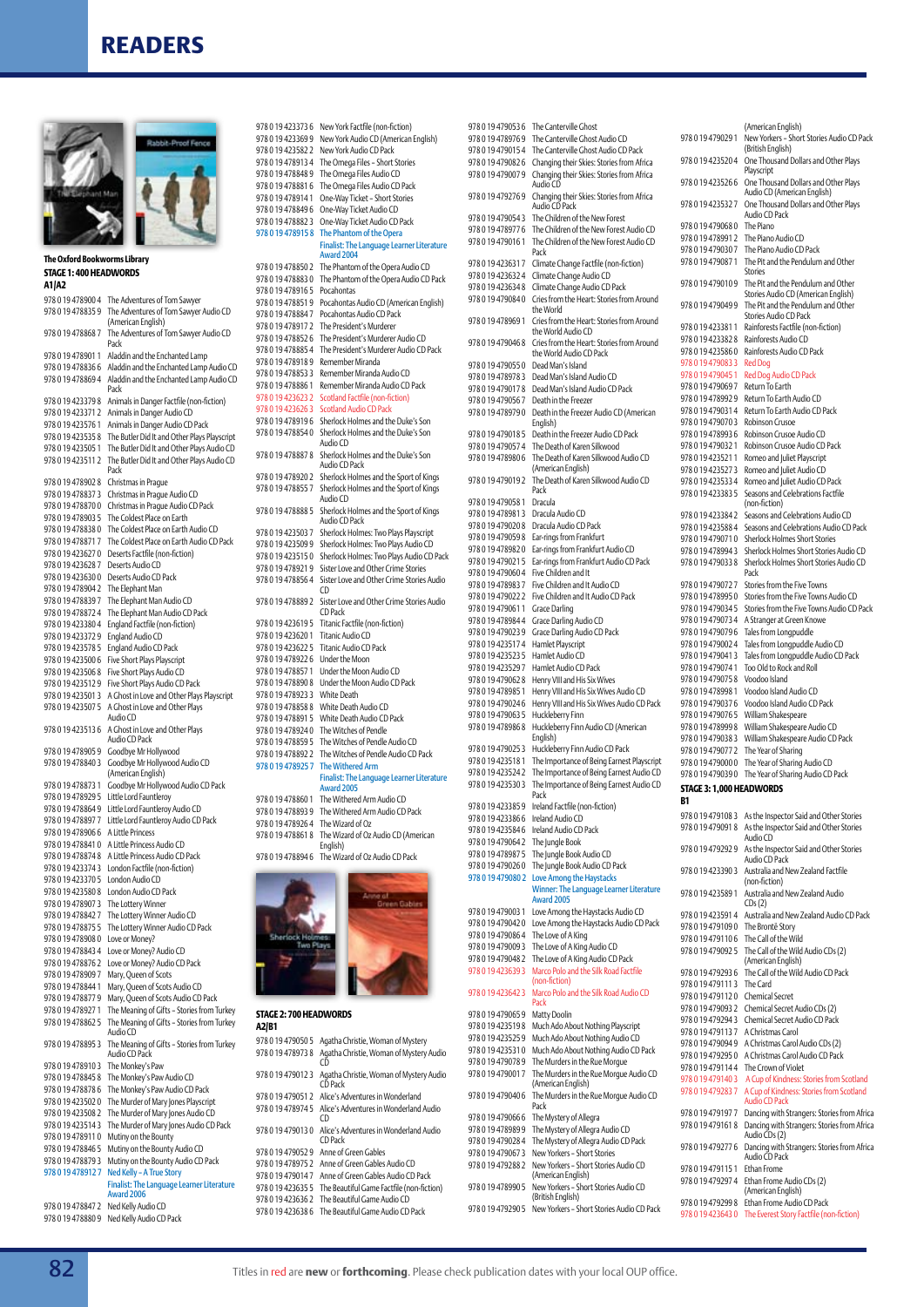# READERS

**The Oxford Bookworms Library**

**STAGE 1: 400 HEADWORDS**

**A1|A2**

978 0 19 478900 4 The Adventures of Tom Sawyer
978 0 19 478835 9 The Adventures of Tom Sawyer Audio CD (American English)
978 0 19 478868 7 The Adventures of Tom Sawyer Audio CD Pack
978 0 19 478901 1 Aladdin and the Enchanted Lamp
978 0 19 478836 6 Aladdin and the Enchanted Lamp Audio CD
978 0 19 478869 4 Aladdin and the Enchanted Lamp Audio CD Pack
978 0 19 423379 8 Animals in Danger Factfile (non-fiction)
978 0 19 423371 2 Animals in Danger Audio CD
978 0 19 423576 1 Animals in Danger Audio CD Pack
978 0 19 423535 8 The Butler Did It and Other Plays Playscript
978 0 19 423505 1 The Butler Did It and Other Plays Audio CD
978 0 19 423511 2 The Butler Did It and Other Plays Audio CD Pack
978 0 19 478902 8 Christmas in Prague
978 0 19 478837 3 Christmas in Prague Audio CD
978 0 19 478870 0 Christmas in Prague Audio CD Pack
978 0 19 478903 5 The Coldest Place on Earth
978 0 19 478838 0 The Coldest Place on Earth Audio CD
978 0 19 478871 7 The Coldest Place on Earth Audio CD Pack
978 0 19 423627 0 Deserts Factfile (non-fiction)
978 0 19 423628 7 Deserts Audio CD
978 0 19 423630 0 Deserts Audio CD Pack
978 0 19 478904 2 The Elephant Man
978 0 19 478839 7 The Elephant Man Audio CD
978 0 19 478872 4 The Elephant Man Audio CD Pack
978 0 19 423380 4 England Factfile (non-fiction)
978 0 19 423372 9 England Audio CD
978 0 19 423578 5 England Audio CD Pack
978 0 19 423500 6 Five Short Plays Playscript
978 0 19 423506 8 Five Short Plays Audio CD
978 0 19 423512 9 Five Short Plays Audio CD Pack
978 0 19 423501 3 A Ghost in Love and Other Plays Playscript
978 0 19 423507 5 A Ghost in Love and Other Plays Audio CD
978 0 19 423513 6 A Ghost in Love and Other Plays Audio CD Pack
978 0 19 478905 9 Goodbye Mr Hollywood
978 0 19 478840 3 Goodbye Mr Hollywood Audio CD (American English)
978 0 19 478873 1 Goodbye Mr Hollywood Audio CD Pack
978 0 19 478929 5 Little Lord Fauntleroy
978 0 19 478864 9 Little Lord Fauntleroy Audio CD
978 0 19 478897 7 Little Lord Fauntleroy Audio CD Pack
978 0 19 478906 6 A Little Princess
978 0 19 478841 0 A Little Princess Audio CD
978 0 19 478874 8 A Little Princess Audio CD Pack
978 0 19 423374 3 London Factfile (non-fiction)
978 0 19 423370 5 London Audio CD
978 0 19 423580 8 London Audio CD Pack
978 0 19 478907 3 The Lottery Winner
978 0 19 478842 7 The Lottery Winner Audio CD
978 0 19 478875 5 The Lottery Winner Audio CD Pack
978 0 19 478908 0 Love or Money?
978 0 19 478843 4 Love or Money? Audio CD
978 0 19 478876 2 Love or Money? Audio CD Pack
978 0 19 478909 7 Mary, Queen of Scots
978 0 19 478844 1 Mary, Queen of Scots Audio CD
978 0 19 478877 9 Mary, Queen of Scots Audio CD Pack
978 0 19 478927 1 The Meaning of Gifts – Stories from Turkey
978 0 19 478862 5 The Meaning of Gifts – Stories from Turkey Audio CD
978 0 19 478895 3 The Meaning of Gifts – Stories from Turkey Audio CD Pack
978 0 19 478910 3 The Monkey's Paw
978 0 19 478845 8 The Monkey's Paw Audio CD
978 0 19 478878 6 The Monkey's Paw Audio CD Pack
978 0 19 423502 0 The Murder of Mary Jones Playscript
978 0 19 423508 2 The Murder of Mary Jones Audio CD
978 0 19 423514 3 The Murder of Mary Jones Audio CD Pack
978 0 19 478911 0 Mutiny on the Bounty
978 0 19 478846 5 Mutiny on the Bounty Audio CD
978 0 19 478879 3 Mutiny on the Bounty Audio CD Pack
978 0 19 478912 7 Ned Kelly – A True Story
Finalist: The Language Learner Literature Award 2006
978 0 19 478847 2 Ned Kelly Audio CD
978 0 19 478880 9 Ned Kelly Audio CD Pack
978 0 19 423373 6 New York Factfile (non-fiction)
978 0 19 423369 9 New York Audio CD (American English)
978 0 19 423582 2 New York Audio CD Pack
978 0 19 478913 4 The Omega Files – Short Stories
978 0 19 478848 9 The Omega Files Audio CD
978 0 19 478881 6 The Omega Files Audio CD Pack
978 0 19 478914 1 One-Way Ticket – Short Stories
978 0 19 478849 6 One-Way Ticket Audio CD
978 0 19 478882 3 One-Way Ticket Audio CD Pack
978 0 19 478915 8 The Phantom of the Opera
Finalist: The Language Learner Literature Award 2004
978 0 19 478850 2 The Phantom of the Opera Audio CD
978 0 19 478883 0 The Phantom of the Opera Audio CD Pack
978 0 19 478916 5 Pocahontas
978 0 19 478851 9 Pocahontas Audio CD (American English)
978 0 19 478884 7 Pocahontas Audio CD Pack
978 0 19 478917 2 The President's Murderer
978 0 19 478852 6 The President's Murderer Audio CD
978 0 19 478885 4 The President's Murderer Audio CD Pack
978 0 19 478918 9 Remember Miranda
978 0 19 478853 3 Remember Miranda Audio CD
978 0 19 478886 1 Remember Miranda Audio CD Pack
978 0 19 423623 2 Scotland Factfile (non-fiction)
978 0 19 423626 3 Scotland Audio CD Pack
978 0 19 478919 6 Sherlock Holmes and the Duke's Son
978 0 19 478854 0 Sherlock Holmes and the Duke's Son Audio CD
978 0 19 478887 8 Sherlock Holmes and the Duke's Son Audio CD Pack
978 0 19 478920 2 Sherlock Holmes and the Sport of Kings
978 0 19 478855 7 Sherlock Holmes and the Sport of Kings Audio CD
978 0 19 478888 5 Sherlock Holmes and the Sport of Kings Audio CD Pack
978 0 19 423503 7 Sherlock Holmes: Two Plays Playscript
978 0 19 423509 9 Sherlock Holmes: Two Plays Audio CD
978 0 19 423515 0 Sherlock Holmes: Two Plays Audio CD Pack
978 0 19 478921 9 Sister Love and Other Crime Stories
978 0 19 478856 4 Sister Love and Other Crime Stories Audio CD
978 0 19 478889 2 Sister Love and Other Crime Stories Audio CD Pack
978 0 19 423619 5 Titanic Factfile (non-fiction)
978 0 19 423620 1 Titanic Audio CD
978 0 19 423622 5 Titanic Audio CD Pack
978 0 19 478922 6 Under the Moon
978 0 19 478857 1 Under the Moon Audio CD
978 0 19 478890 8 Under the Moon Audio CD Pack
978 0 19 478923 3 White Death
978 0 19 478858 8 White Death Audio CD
978 0 19 478891 5 White Death Audio CD Pack
978 0 19 478924 0 The Witches of Pendle
978 0 19 478859 5 The Witches of Pendle Audio CD
978 0 19 478892 2 The Witches of Pendle Audio CD Pack
978 0 19 478925 7 The Withered Arm
Finalist: The Language Learner Literature Award 2005
978 0 19 478860 1 The Withered Arm Audio CD
978 0 19 478893 9 The Withered Arm Audio CD Pack
978 0 19 478926 4 The Wizard of Oz
978 0 19 478861 8 The Wizard of Oz Audio CD (American English)
978 0 19 478894 6 The Wizard of Oz Audio CD Pack

**STAGE 2: 700 HEADWORDS**

**A2|B1**

978 0 19 479050 5 Agatha Christie, Woman of Mystery
978 0 19 478973 8 Agatha Christie, Woman of Mystery Audio CD
978 0 19 479012 3 Agatha Christie, Woman of Mystery Audio CD Pack
978 0 19 479051 2 Alice's Adventures in Wonderland
978 0 19 478974 5 Alice's Adventures in Wonderland Audio CD
978 0 19 479013 0 Alice's Adventures in Wonderland Audio CD Pack
978 0 19 479052 9 Anne of Green Gables
978 0 19 478975 2 Anne of Green Gables Audio CD
978 0 19 479014 7 Anne of Green Gables Audio CD Pack
978 0 19 423635 5 The Beautiful Game Factfile (non-fiction)
978 0 19 423636 2 The Beautiful Game Audio CD
978 0 19 423638 6 The Beautiful Game Audio CD Pack
978 0 19 479053 6 The Canterville Ghost
978 0 19 478976 9 The Canterville Ghost Audio CD
978 0 19 479015 4 The Canterville Ghost Audio CD Pack
978 0 19 479082 6 Changing their Skies: Stories from Africa
978 0 19 479007 9 Changing their Skies: Stories from Africa Audio CD
978 0 19 479276 9 Changing their Skies: Stories from Africa Audio CD Pack
978 0 19 479054 3 The Children of the New Forest
978 0 19 478977 6 The Children of the New Forest Audio CD
978 0 19 479016 1 The Children of the New Forest Audio CD Pack
978 0 19 423631 7 Climate Change Factfile (non-fiction)
978 0 19 423632 4 Climate Change Audio CD
978 0 19 423634 8 Climate Change Audio CD Pack
978 0 19 479084 0 Cries from the Heart: Stories from Around the World
978 0 19 478969 1 Cries from the Heart: Stories from Around the World Audio CD
978 0 19 479046 8 Cries from the Heart: Stories from Around the World Audio CD Pack
978 0 19 479055 0 Dead Man's Island
978 0 19 478978 3 Dead Man's Island Audio CD
978 0 19 479017 8 Dead Man's Island Audio CD Pack
978 0 19 479056 7 Death in the Freezer
978 0 19 478979 0 Death in the Freezer Audio CD (American English)
978 0 19 479018 5 Death in the Freezer Audio CD Pack
978 0 19 479057 4 The Death of Karen Silkwood
978 0 19 478980 6 The Death of Karen Silkwood Audio CD (American English)
978 0 19 479019 2 The Death of Karen Silkwood Audio CD Pack
978 0 19 479058 1 Dracula
978 0 19 478981 3 Dracula Audio CD
978 0 19 479020 8 Dracula Audio CD Pack
978 0 19 479059 8 Ear-rings from Frankfurt
978 0 19 478982 0 Ear-rings from Frankfurt Audio CD
978 0 19 479021 5 Ear-rings from Frankfurt Audio CD Pack
978 0 19 479060 4 Five Children and It
978 0 19 478983 7 Five Children and It Audio CD
978 0 19 479022 2 Five Children and It Audio CD Pack
978 0 19 479061 1 Grace Darling
978 0 19 478984 4 Grace Darling Audio CD
978 0 19 479023 9 Grace Darling Audio CD Pack
978 0 19 423517 4 Hamlet Playscript
978 0 19 423523 5 Hamlet Audio CD
978 0 19 423529 7 Hamlet Audio CD Pack
978 0 19 479062 8 Henry VIII and His Six Wives
978 0 19 478985 1 Henry VIII and His Six Wives Audio CD
978 0 19 479024 6 Henry VIII and His Six Wives Audio CD Pack
978 0 19 479063 5 Huckleberry Finn
978 0 19 478986 8 Huckleberry Finn Audio CD (American English)
978 0 19 479025 3 Huckleberry Finn Audio CD Pack
978 0 19 423518 1 The Importance of Being Earnest Playscript
978 0 19 423524 2 The Importance of Being Earnest Audio CD
978 0 19 423530 3 The Importance of Being Earnest Audio CD Pack
978 0 19 423385 9 Ireland Factfile (non-fiction)
978 0 19 423386 6 Ireland Audio CD
978 0 19 423584 6 Ireland Audio CD Pack
978 0 19 479064 2 The Jungle Book
978 0 19 478987 5 The Jungle Book Audio CD
978 0 19 479026 0 The Jungle Book Audio CD Pack
978 0 19 479080 2 Love Among the Haystacks
Winner: The Language Learner Literature Award 2005
978 0 19 479003 1 Love Among the Haystacks Audio CD
978 0 19 479042 0 Love Among the Haystacks Audio CD Pack
978 0 19 479086 4 The Love of A King
978 0 19 479009 3 The Love of A King Audio CD
978 0 19 479048 2 The Love of A King Audio CD Pack
978 0 19 423639 3 Marco Polo and the Silk Road Factfile (non-fiction)
978 0 19 423642 3 Marco Polo and the Silk Road Audio CD Pack
978 0 19 479065 9 Matty Doolin
978 0 19 423519 8 Much Ado About Nothing Playscript
978 0 19 423525 9 Much Ado About Nothing Audio CD
978 0 19 423531 0 Much Ado About Nothing Audio CD Pack
978 0 19 479078 9 The Murders in the Rue Morgue
978 0 19 479001 7 The Murders in the Rue Morgue Audio CD (American English)
978 0 19 479040 6 The Murders in the Rue Morgue Audio CD Pack
978 0 19 479066 6 The Mystery of Allegra
978 0 19 478989 9 The Mystery of Allegra Audio CD
978 0 19 479028 4 The Mystery of Allegra Audio CD Pack
978 0 19 479067 3 New Yorkers – Short Stories
978 0 19 479288 2 New Yorkers – Short Stories Audio CD (American English)
978 0 19 478990 5 New Yorkers – Short Stories Audio CD (British English)
978 0 19 479290 5 New Yorkers – Short Stories Audio CD Pack (American English)
978 0 19 479029 1 New Yorkers – Short Stories Audio CD Pack (British English)
978 0 19 423520 4 One Thousand Dollars and Other Plays Playscript
978 0 19 423526 6 One Thousand Dollars and Other Plays Audio CD (American English)
978 0 19 423532 7 One Thousand Dollars and Other Plays Audio CD Pack
978 0 19 479068 0 The Piano
978 0 19 478991 2 The Piano Audio CD
978 0 19 479030 7 The Piano Audio CD Pack
978 0 19 479087 1 The Pit and the Pendulum and Other Stories
978 0 19 479010 9 The Pit and the Pendulum and Other Stories Audio CD (American English)
978 0 19 479049 9 The Pit and the Pendulum and Other Stories Audio CD Pack
978 0 19 423381 1 Rainforests Factfile (non-fiction)
978 0 19 423382 8 Rainforests Audio CD
978 0 19 423586 0 Rainforests Audio CD Pack
978 0 19 479083 3 Red Dog
978 0 19 479045 1 Red Dog Audio CD Pack
978 0 19 479069 7 Return To Earth
978 0 19 478992 9 Return To Earth Audio CD
978 0 19 479031 4 Return To Earth Audio CD Pack
978 0 19 479070 3 Robinson Crusoe
978 0 19 478993 6 Robinson Crusoe Audio CD
978 0 19 479032 1 Robinson Crusoe Audio CD Pack
978 0 19 423521 1 Romeo and Juliet Playscript
978 0 19 423527 3 Romeo and Juliet Audio CD
978 0 19 423533 4 Romeo and Juliet Audio CD Pack
978 0 19 423383 5 Seasons and Celebrations Factfile (non-fiction)
978 0 19 423384 2 Seasons and Celebrations Audio CD
978 0 19 423588 4 Seasons and Celebrations Audio CD Pack
978 0 19 479071 0 Sherlock Holmes Short Stories
978 0 19 478994 3 Sherlock Holmes Short Stories Audio CD
978 0 19 479033 8 Sherlock Holmes Short Stories Audio CD Pack
978 0 19 479072 7 Stories from the Five Towns
978 0 19 478995 0 Stories from the Five Towns Audio CD
978 0 19 479034 5 Stories from the Five Towns Audio CD Pack
978 0 19 479073 4 A Stranger at Green Knowe
978 0 19 479079 6 Tales from Longpuddle
978 0 19 479002 4 Tales from Longpuddle Audio CD
978 0 19 479041 3 Tales from Longpuddle Audio CD Pack
978 0 19 479074 1 Too Old to Rock and Roll
978 0 19 479075 8 Voodoo Island
978 0 19 478998 1 Voodoo Island Audio CD
978 0 19 479037 6 Voodoo Island Audio CD Pack
978 0 19 479076 5 William Shakespeare
978 0 19 478999 8 William Shakespeare Audio CD
978 0 19 479038 3 William Shakespeare Audio CD Pack
978 0 19 479077 2 The Year of Sharing
978 0 19 479000 0 The Year of Sharing Audio CD
978 0 19 479039 0 The Year of Sharing Audio CD Pack

**STAGE 3: 1,000 HEADWORDS**

**B1**

978 0 19 479108 3 As the Inspector Said and Other Stories
978 0 19 479091 8 As the Inspector Said and Other Stories Audio CD
978 0 19 479292 9 As the Inspector Said and Other Stories Audio CD Pack
978 0 19 423390 3 Australia and New Zealand Factfile (non-fiction)
978 0 19 423589 1 Australia and New Zealand Audio CDs (2)
978 0 19 423591 4 Australia and New Zealand Audio CD Pack
978 0 19 479109 0 The Brontë Story
978 0 19 479110 6 The Call of the Wild
978 0 19 479092 5 The Call of the Wild Audio CDs (2) (American English)
978 0 19 479293 6 The Call of the Wild Audio CD Pack
978 0 19 479111 3 The Card
978 0 19 479112 0 Chemical Secret
978 0 19 479093 2 Chemical Secret Audio CDs (2)
978 0 19 479294 3 Chemical Secret Audio CD Pack
978 0 19 479113 7 A Christmas Carol
978 0 19 479094 9 A Christmas Carol Audio CDs (2)
978 0 19 479295 0 A Christmas Carol Audio CD Pack
978 0 19 479114 4 The Crown of Violet
978 0 19 479140 3 A Cup of Kindness: Stories from Scotland
978 0 19 479283 7 A Cup of Kindness: Stories from Scotland Audio CD Pack
978 0 19 479197 7 Dancing with Strangers: Stories from Africa
978 0 19 479161 8 Dancing with Strangers: Stories from Africa Audio CDs (2)
978 0 19 479277 6 Dancing with Strangers: Stories from Africa Audio CD Pack
978 0 19 479115 1 Ethan Frome
978 0 19 479297 4 Ethan Frome Audio CDs (2) (American English)
978 0 19 479299 8 Ethan Frome Audio CD Pack
978 0 19 423643 0 The Everest Story Factfile (non-fiction)

Titles in red are **new** or **forthcoming**. Please check publication dates with your local OUP office.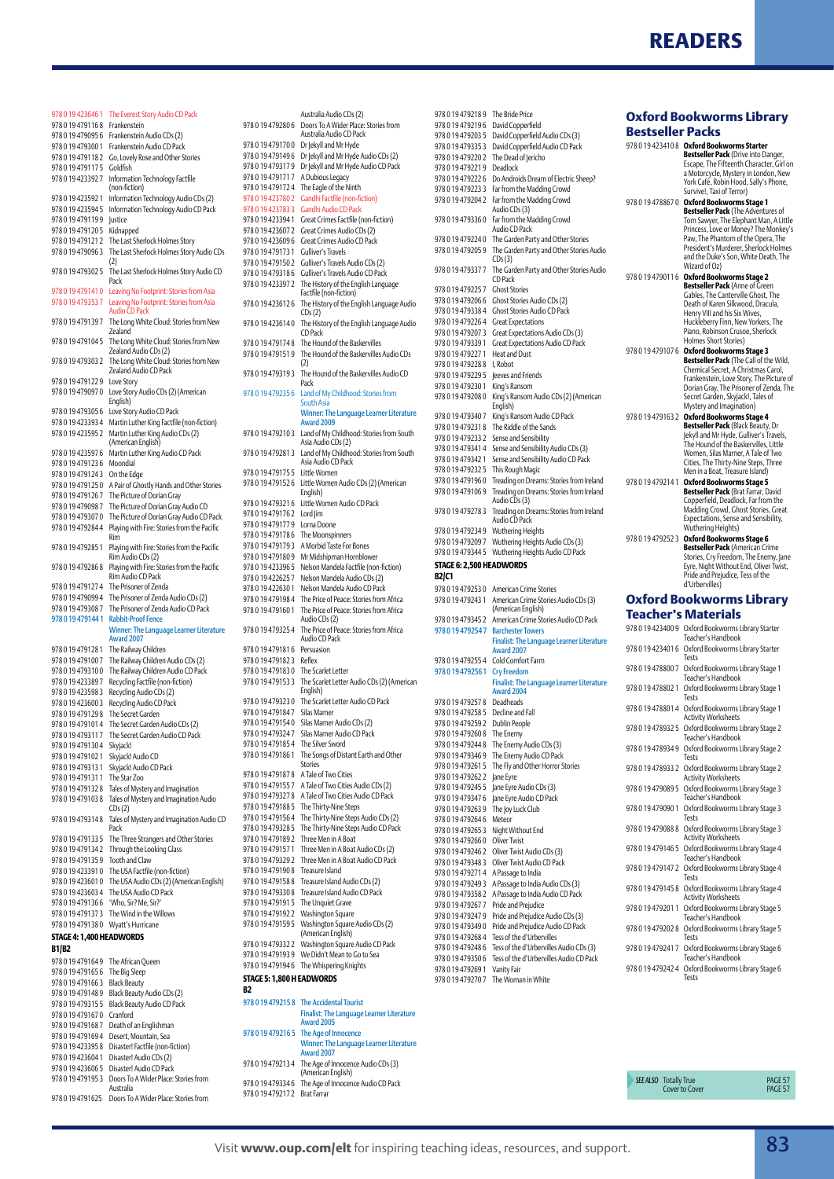# READERS

978 0 19 423646 1 The Everest Story Audio CD Pack
978 0 19 479116 8 Frankenstein
978 0 19 479095 6 Frankenstein Audio CDs (2)
978 0 19 479300 1 Frankenstein Audio CD Pack
978 0 19 479118 2 Go, Lovely Rose and Other Stories
978 0 19 479117 5 Goldfish
978 0 19 423392 7 Information Technology Factfile (non-fiction)
978 0 19 423592 1 Information Technology Audio CDs (2)
978 0 19 423594 5 Information Technology Audio CD Pack
978 0 19 479119 9 Justice
978 0 19 479120 5 Kidnapped
978 0 19 479121 2 The Last Sherlock Holmes Story
978 0 19 479096 3 The Last Sherlock Holmes Story Audio CDs (2)
978 0 19 479302 5 The Last Sherlock Holmes Story Audio CD Pack
978 0 19 479141 0 Leaving No Footprint: Stories from Asia
978 0 19 479353 7 Leaving No Footprint: Stories from Asia Audio CD Pack
978 0 19 479139 7 The Long White Cloud: Stories from New Zealand
978 0 19 479104 5 The Long White Cloud: Stories from New Zealand Audio CDs (2)
978 0 19 479303 2 The Long White Cloud: Stories from New Zealand Audio CD Pack
978 0 19 479122 9 Love Story
978 0 19 479097 0 Love Story Audio CDs (2) (American English)
978 0 19 479305 6 Love Story Audio CD Pack
978 0 19 423393 4 Martin Luther King Factfile (non-fiction)
978 0 19 423595 2 Martin Luther King Audio CDs (2) (American English)
978 0 19 423597 6 Martin Luther King Audio CD Pack
978 0 19 479123 6 Moondial
978 0 19 479124 3 On the Edge
978 0 19 479125 0 A Pair of Ghostly Hands and Other Stories
978 0 19 479126 7 The Picture of Dorian Gray
978 0 19 479098 7 The Picture of Dorian Gray Audio CD
978 0 19 479307 0 The Picture of Dorian Gray Audio CD Pack
978 0 19 479284 4 Playing with Fire: Stories from the Pacific Rim
978 0 19 479285 1 Playing with Fire: Stories from the Pacific Rim Audio CDs (2)
978 0 19 479286 8 Playing with Fire: Stories from the Pacific Rim Audio CD Pack
978 0 19 479127 4 The Prisoner of Zenda
978 0 19 479099 4 The Prisoner of Zenda Audio CDs (2)
978 0 19 479308 7 The Prisoner of Zenda Audio CD Pack
978 0 19 479144 1 Rabbit-Proof Fence
Winner: The Language Learner Literature Award 2007
978 0 19 479128 1 The Railway Children
978 0 19 479100 7 The Railway Children Audio CDs (2)
978 0 19 479310 0 The Railway Children Audio CD Pack
978 0 19 423389 7 Recycling Factfile (non-fiction)
978 0 19 423598 3 Recycling Audio CDs (2)
978 0 19 423600 3 Recycling Audio CD Pack
978 0 19 479129 8 The Secret Garden
978 0 19 479101 4 The Secret Garden Audio CDs (2)
978 0 19 479311 7 The Secret Garden Audio CD Pack
978 0 19 479130 4 Skyjack!
978 0 19 479102 1 Skyjack! Audio CD
978 0 19 479313 1 Skyjack! Audio CD Pack
978 0 19 479131 1 The Star Zoo
978 0 19 479132 8 Tales of Mystery and Imagination
978 0 19 479103 8 Tales of Mystery and Imagination Audio CDs (2)
978 0 19 479314 8 Tales of Mystery and Imagination Audio CD Pack
978 0 19 479133 5 The Three Strangers and Other Stories
978 0 19 479134 2 Through the Looking Glass
978 0 19 479135 9 Tooth and Claw
978 0 19 423391 0 The USA Factfile (non-fiction)
978 0 19 423601 0 The USA Audio CDs (2) (American English)
978 0 19 423603 4 The USA Audio CD Pack
978 0 19 479136 6 'Who, Sir? Me, Sir?'
978 0 19 479137 3 The Wind in the Willows
978 0 19 479138 0 Wyatt's Hurricane

### STAGE 4: 1,400 HEADWORDS
**B1/B2**

978 0 19 479164 9 The African Queen
978 0 19 479165 6 The Big Sleep
978 0 19 479166 3 Black Beauty
978 0 19 479148 9 Black Beauty Audio CDs (2)
978 0 19 479315 5 Black Beauty Audio CD Pack
978 0 19 479167 0 Cranford
978 0 19 479168 7 Death of an Englishman
978 0 19 479169 4 Desert, Mountain, Sea
978 0 19 423395 8 Disaster! Factfile (non-fiction)
978 0 19 423604 1 Disaster! Audio CDs (2)
978 0 19 423606 5 Disaster! Audio CD Pack
978 0 19 479195 3 Doors To A Wider Place: Stories from Australia
978 0 19 479162 5 Doors To A Wider Place: Stories from Australia Audio CDs (2)
978 0 19 479280 6 Doors To A Wider Place: Stories from Australia Audio CD Pack
978 0 19 479170 0 Dr Jekyll and Mr Hyde
978 0 19 479149 6 Dr Jekyll and Mr Hyde Audio CDs (2)
978 0 19 479317 9 Dr Jekyll and Mr Hyde Audio CD Pack
978 0 19 479171 7 A Dubious Legacy
978 0 19 479172 4 The Eagle of the Ninth
978 0 19 423780 2 Gandhi Factfile (non-fiction)
978 0 19 423783 3 Gandhi Audio CD Pack
978 0 19 423394 1 Great Crimes Factfile (non-fiction)
978 0 19 423607 2 Great Crimes Audio CDs (2)
978 0 19 423609 6 Great Crimes Audio CD Pack
978 0 19 479173 1 Gulliver's Travels
978 0 19 479150 2 Gulliver's Travels Audio CDs (2)
978 0 19 479318 6 Gulliver's Travels Audio CD Pack
978 0 19 423397 2 The History of the English Language Factfile (non-fiction)
978 0 19 423612 6 The History of the English Language Audio CDs (2)
978 0 19 423614 0 The History of the English Language Audio CD Pack
978 0 19 479174 8 The Hound of the Baskervilles
978 0 19 479151 9 The Hound of the Baskervilles Audio CDs (2)
978 0 19 479319 3 The Hound of the Baskervilles Audio CD Pack
978 0 19 479235 6 Land of My Childhood: Stories from South Asia
Winner: The Language Learner Literature Award 2009
978 0 19 479210 3 Land of My Childhood: Stories from South Asia Audio CDs (2)
978 0 19 479281 3 Land of My Childhood: Stories from South Asia Audio CD Pack
978 0 19 479175 5 Little Women
978 0 19 479152 6 Little Women Audio CDs (2) (American English)
978 0 19 479321 6 Little Women Audio CD Pack
978 0 19 479176 2 Lord Jim
978 0 19 479177 9 Lorna Doone
978 0 19 479178 6 The Moonspinners
978 0 19 479179 3 A Morbid Taste For Bones
978 0 19 479180 9 Mr Midshipman Hornblower
978 0 19 423396 5 Nelson Mandela Factfile (non-fiction)
978 0 19 422625 7 Nelson Mandela Audio CDs (2)
978 0 19 422630 1 Nelson Mandela Audio CD Pack
978 0 19 479198 4 The Price of Peace: Stories from Africa
978 0 19 479160 1 The Price of Peace: Stories from Africa Audio CDs (2)
978 0 19 479325 4 The Price of Peace: Stories from Africa Audio CD Pack
978 0 19 479181 6 Persuasion
978 0 19 479182 3 Reflex
978 0 19 479183 0 The Scarlet Letter
978 0 19 479153 3 The Scarlet Letter Audio CDs (2) (American English)
978 0 19 479323 0 The Scarlet Letter Audio CD Pack
978 0 19 479184 7 Silas Marner
978 0 19 479154 0 Silas Marner Audio CDs (2)
978 0 19 479324 7 Silas Marner Audio CD Pack
978 0 19 479185 4 The Silver Sword
978 0 19 479186 1 The Songs of Distant Earth and Other Stories
978 0 19 479187 8 A Tale of Two Cities
978 0 19 479155 7 A Tale of Two Cities Audio CDs (2)
978 0 19 479327 8 A Tale of Two Cities Audio CD Pack
978 0 19 479188 5 The Thirty-Nine Steps
978 0 19 479156 4 The Thirty-Nine Steps Audio CDs (2)
978 0 19 479328 5 The Thirty-Nine Steps Audio CD Pack
978 0 19 479189 2 Three Men in A Boat
978 0 19 479157 1 Three Men in A Boat Audio CDs (2)
978 0 19 479329 2 Three Men in A Boat Audio CD Pack
978 0 19 479190 8 Treasure Island
978 0 19 479158 8 Treasure Island Audio CDs (2)
978 0 19 479330 8 Treasure Island Audio CD Pack
978 0 19 479191 5 The Unquiet Grave
978 0 19 479192 2 Washington Square
978 0 19 479159 5 Washington Square Audio CDs (2) (American English)
978 0 19 479333 2 Washington Square Audio CD Pack
978 0 19 479193 9 We Didn't Mean to Go to Sea
978 0 19 479194 6 The Whispering Knights

### STAGE 5: 1,800 HEADWORDS
**B2**

978 0 19 479215 8 The Accidental Tourist
Finalist: The Language Learner Literature Award 2005
978 0 19 479216 5 The Age of Innocence
Winner: The Language Learner Literature Award 2007
978 0 19 479213 4 The Age of Innocence Audio CDs (3) (American English)
978 0 19 479334 6 The Age of Innocence Audio CD Pack
978 0 19 479217 2 Brat Farrar
978 0 19 479218 9 The Bride Price
978 0 19 479219 6 David Copperfield
978 0 19 479203 5 David Copperfield Audio CDs (3)
978 0 19 479335 3 David Copperfield Audio CD Pack
978 0 19 479221 9 Deadlock
978 0 19 479220 2 The Dead of Jericho
978 0 19 479222 6 Do Androids Dream of Electric Sheep?
978 0 19 479223 3 Far from the Madding Crowd
978 0 19 479204 2 Far from the Madding Crowd Audio CDs (3)
978 0 19 479336 0 Far from the Madding Crowd Audio CD Pack
978 0 19 479224 0 The Garden Party and Other Stories
978 0 19 479205 9 The Garden Party and Other Stories Audio CDs (3)
978 0 19 479337 7 The Garden Party and Other Stories Audio CD Pack
978 0 19 479225 7 Ghost Stories
978 0 19 479206 6 Ghost Stories Audio CDs (2)
978 0 19 479338 4 Ghost Stories Audio CD Pack
978 0 19 479226 4 Great Expectations
978 0 19 479207 3 Great Expectations Audio CDs (3)
978 0 19 479339 1 Great Expectations Audio CD Pack
978 0 19 479227 1 Heat and Dust
978 0 19 479228 8 I, Robot
978 0 19 479229 5 Jeeves and Friends
978 0 19 479230 1 King's Ransom
978 0 19 479208 0 King's Ransom Audio CDs (2) (American English)
978 0 19 479340 7 King's Ransom Audio CD Pack
978 0 19 479231 8 The Riddle of the Sands
978 0 19 479233 2 Sense and Sensibility
978 0 19 479341 4 Sense and Sensibility Audio CDs (3)
978 0 19 479342 1 Sense and Sensibility Audio CD Pack
978 0 19 479232 5 This Rough Magic
978 0 19 479196 0 Treading on Dreams: Stories from Ireland
978 0 19 479106 9 Treading on Dreams: Stories from Ireland Audio CDs (3)
978 0 19 479278 3 Treading on Dreams: Stories from Ireland Audio CD Pack
978 0 19 479234 9 Wuthering Heights
978 0 19 479209 7 Wuthering Heights Audio CDs (3)
978 0 19 479344 5 Wuthering Heights Audio CD Pack

### STAGE 6: 2,500 HEADWORDS
**B2/C1**

978 0 19 479253 0 American Crime Stories
978 0 19 479243 1 American Crime Stories Audio CDs (3) (American English)
978 0 19 479345 2 American Crime Stories Audio CD Pack
978 0 19 479254 7 Barchester Towers
Finalist: The Language Learner Literature Award 2007
978 0 19 479255 4 Cold Comfort Farm
978 0 19 479256 1 Cry Freedom
Finalist: The Language Learner Literature Award 2004
978 0 19 479257 8 Deadheads
978 0 19 479258 5 Decline and Fall
978 0 19 479259 2 Dublin People
978 0 19 479260 8 The Enemy
978 0 19 479244 8 The Enemy Audio CDs (3)
978 0 19 479346 9 The Enemy Audio CD Pack
978 0 19 479261 5 The Fly and Other Horror Stories
978 0 19 479262 2 Jane Eyre
978 0 19 479245 5 Jane Eyre Audio CDs (3)
978 0 19 479347 6 Jane Eyre Audio CD Pack
978 0 19 479263 9 The Joy Luck Club
978 0 19 479264 6 Meteor
978 0 19 479265 3 Night Without End
978 0 19 479266 0 Oliver Twist
978 0 19 479246 2 Oliver Twist Audio CDs (3)
978 0 19 479348 3 Oliver Twist Audio CD Pack
978 0 19 479271 4 A Passage to India
978 0 19 479249 3 A Passage to India Audio CDs (3)
978 0 19 479358 2 A Passage to India Audio CD Pack
978 0 19 479267 7 Pride and Prejudice
978 0 19 479247 9 Pride and Prejudice Audio CDs (3)
978 0 19 479349 0 Pride and Prejudice Audio CD Pack
978 0 19 479268 4 Tess of the d'Urbervilles
978 0 19 479248 6 Tess of the d'Urbervilles Audio CDs (3)
978 0 19 479350 6 Tess of the d'Urbervilles Audio CD Pack
978 0 19 479269 1 Vanity Fair
978 0 19 479270 7 The Woman in White

## Oxford Bookworms Library Bestseller Packs

978 0 19 423410 8 **Oxford Bookworms Starter Bestseller Pack** (Drive into Danger, Escape, The Fifteenth Character, Girl on a Motorcycle, Mystery in London, New York Café, Robin Hood, Sally's Phone, Survive!, Taxi of Terror)
978 0 19 478867 0 **Oxford Bookworms Stage 1 Bestseller Pack** (The Adventures of Tom Sawyer, The Elephant Man, A Little Princess, Love or Money? The Monkey's Paw, The Phantom of the Opera, The President's Murderer, Sherlock Holmes and the Duke's Son, White Death, The Wizard of Oz)
978 0 19 479011 6 **Oxford Bookworms Stage 2 Bestseller Pack** (Anne of Green Gables, The Canterville Ghost, The Death of Karen Silkwood, Dracula, Henry VIII and his Six Wives, Huckleberry Finn, New Yorkers, The Piano, Robinson Crusoe, Sherlock Holmes Short Stories)
978 0 19 479107 6 **Oxford Bookworms Stage 3 Bestseller Pack** (The Call of the Wild, Chemical Secret, A Christmas Carol, Frankenstein, Love Story, The Picture of Dorian Gray, The Prisoner of Zenda, The Secret Garden, Skyjack!, Tales of Mystery and Imagination)
978 0 19 479163 2 **Oxford Bookworms Stage 4 Bestseller Pack** (Black Beauty, Dr Jekyll and Mr Hyde, Gulliver's Travels, The Hound of the Baskervilles, Little Women, Silas Marner, A Tale of Two Cities, The Thirty-Nine Steps, Three Men in a Boat, Treasure Island)
978 0 19 479214 1 **Oxford Bookworms Stage 5 Bestseller Pack** (Brat Farrar, David Copperfield, Deadlock, Far from the Madding Crowd, Ghost Stories, Great Expectations, Sense and Sensibility, Wuthering Heights)
978 0 19 479252 3 **Oxford Bookworms Stage 6 Bestseller Pack** (American Crime Stories, Cry Freedom, The Enemy, Jane Eyre, Night Without End, Oliver Twist, Pride and Prejudice, Tess of the d'Urbervilles)

## Oxford Bookworms Library Teacher's Materials

978 0 19 423400 9 Oxford Bookworms Library Starter Teacher's Handbook
978 0 19 423401 6 Oxford Bookworms Library Starter Tests
978 0 19 478800 7 Oxford Bookworms Library Stage 1 Teacher's Handbook
978 0 19 478802 1 Oxford Bookworms Library Stage 1 Tests
978 0 19 478801 4 Oxford Bookworms Library Stage 1 Activity Worksheets
978 0 19 478932 5 Oxford Bookworms Library Stage 2 Teacher's Handbook
978 0 19 478934 9 Oxford Bookworms Library Stage 2 Tests
978 0 19 478933 2 Oxford Bookworms Library Stage 2 Activity Worksheets
978 0 19 479089 5 Oxford Bookworms Library Stage 3 Teacher's Handbook
978 0 19 479090 1 Oxford Bookworms Library Stage 3 Tests
978 0 19 479088 8 Oxford Bookworms Library Stage 3 Activity Worksheets
978 0 19 479146 5 Oxford Bookworms Library Stage 4 Teacher's Handbook
978 0 19 479147 2 Oxford Bookworms Library Stage 4 Tests
978 0 19 479145 8 Oxford Bookworms Library Stage 4 Activity Worksheets
978 0 19 479201 1 Oxford Bookworms Library Stage 5 Teacher's Handbook
978 0 19 479202 8 Oxford Bookworms Library Stage 5 Tests
978 0 19 479241 7 Oxford Bookworms Library Stage 6 Teacher's Handbook
978 0 19 479242 4 Oxford Bookworms Library Stage 6 Tests

*SEE ALSO* Totally True PAGE 57
Cover to Cover PAGE 57

Visit **www.oup.com/elt** for inspiring teaching ideas, resources, and support.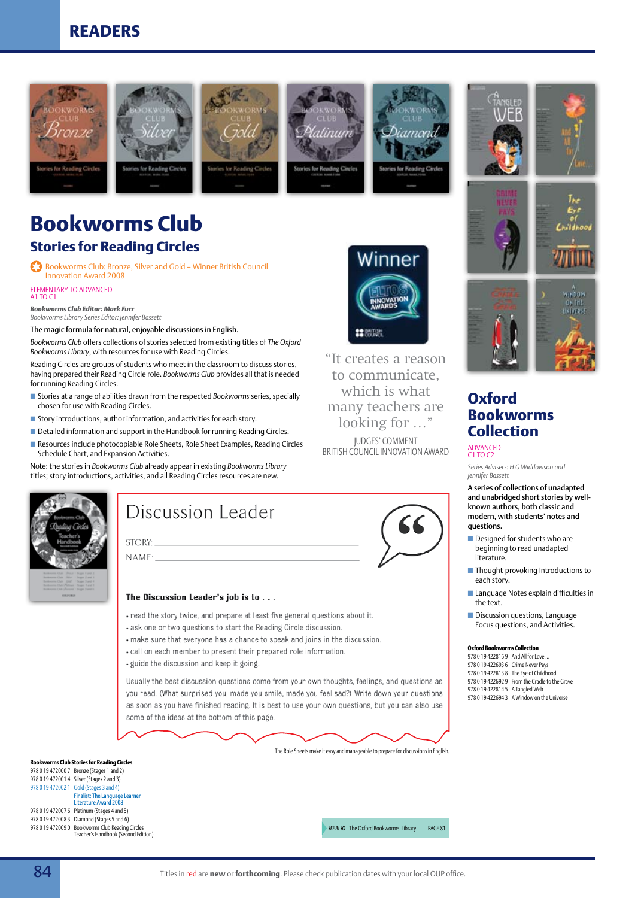# READERS

## Bookworms Club

### Stories for Reading Circles

Bookworms Club: Bronze, Silver and Gold – Winner British Council Innovation Award 2008

ELEMENTARY TO ADVANCED
A1 TO C1

***Bookworms Club Editor: Mark Furr***
*Bookworms Library Series Editor: Jennifer Bassett*

The magic formula for natural, enjoyable discussions in English.

*Bookworms Club* offers collections of stories selected from existing titles of *The Oxford Bookworms Library*, with resources for use with Reading Circles.

Reading Circles are groups of students who meet in the classroom to discuss stories, having prepared their Reading Circle role. *Bookworms Club* provides all that is needed for running Reading Circles.

- Stories at a range of abilities drawn from the respected *Bookworms* series, specially chosen for use with Reading Circles.
- Story introductions, author information, and activities for each story.
- Detailed information and support in the Handbook for running Reading Circles.
- Resources include photocopiable Role Sheets, Role Sheet Examples, Reading Circles Schedule Chart, and Expansion Activities.

Note: the stories in *Bookworms Club* already appear in existing *Bookworms Library* titles; story introductions, activities, and all Reading Circles resources are new.

"It creates a reason to communicate, which is what many teachers are looking for …"

JUDGES' COMMENT
BRITISH COUNCIL INNOVATION AWARD

Discussion Leader

STORY: 
NAME: 

**The Discussion Leader's job is to . . .**

- read the story twice, and prepare at least five general questions about it.
- ask one or two questions to start the Reading Circle discussion.
- make sure that everyone has a chance to speak and joins in the discussion.
- call on each member to present their prepared role information.
- guide the discussion and keep it going.

Usually the best discussion questions come from your own thoughts, feelings, and questions as you read. (What surprised you, made you smile, made you feel sad?) Write down your questions as soon as you have finished reading. It is best to use your own questions, but you can also use some of the ideas at the bottom of this page.

The Role Sheets make it easy and manageable to prepare for discussions in English.

**Bookworms Club Stories for Reading Circles**

978 0 19 472000 7 Bronze (Stages 1 and 2)
978 0 19 472001 4 Silver (Stages 2 and 3)
978 0 19 472002 1 Gold (Stages 3 and 4)
Finalist: The Language Learner Literature Award 2008
978 0 19 472007 6 Platinum (Stages 4 and 5)
978 0 19 472008 3 Diamond (Stages 5 and 6)
978 0 19 472009 0 Bookworms Club Reading Circles Teacher's Handbook (Second Edition)

*SEE ALSO* The Oxford Bookworms Library PAGE 81

## Oxford Bookworms Collection

ADVANCED
C1 TO C2

*Series Advisers: H G Widdowson and Jennifer Bassett*

A series of collections of unadapted and unabridged short stories by well-known authors, both classic and modern, with students' notes and questions.

- Designed for students who are beginning to read unadapted literature.
- Thought-provoking Introductions to each story.
- Language Notes explain difficulties in the text.
- Discussion questions, Language Focus questions, and Activities.

**Oxford Bookworms Collection**

978 0 19 422816 9 And All for Love ...
978 0 19 422693 6 Crime Never Pays
978 0 19 422813 8 The Eye of Childhood
978 0 19 422692 9 From the Cradle to the Grave
978 0 19 422814 5 A Tangled Web
978 0 19 422694 3 A Window on the Universe

Titles in red are **new** or **forthcoming**. Please check publication dates with your local OUP office.